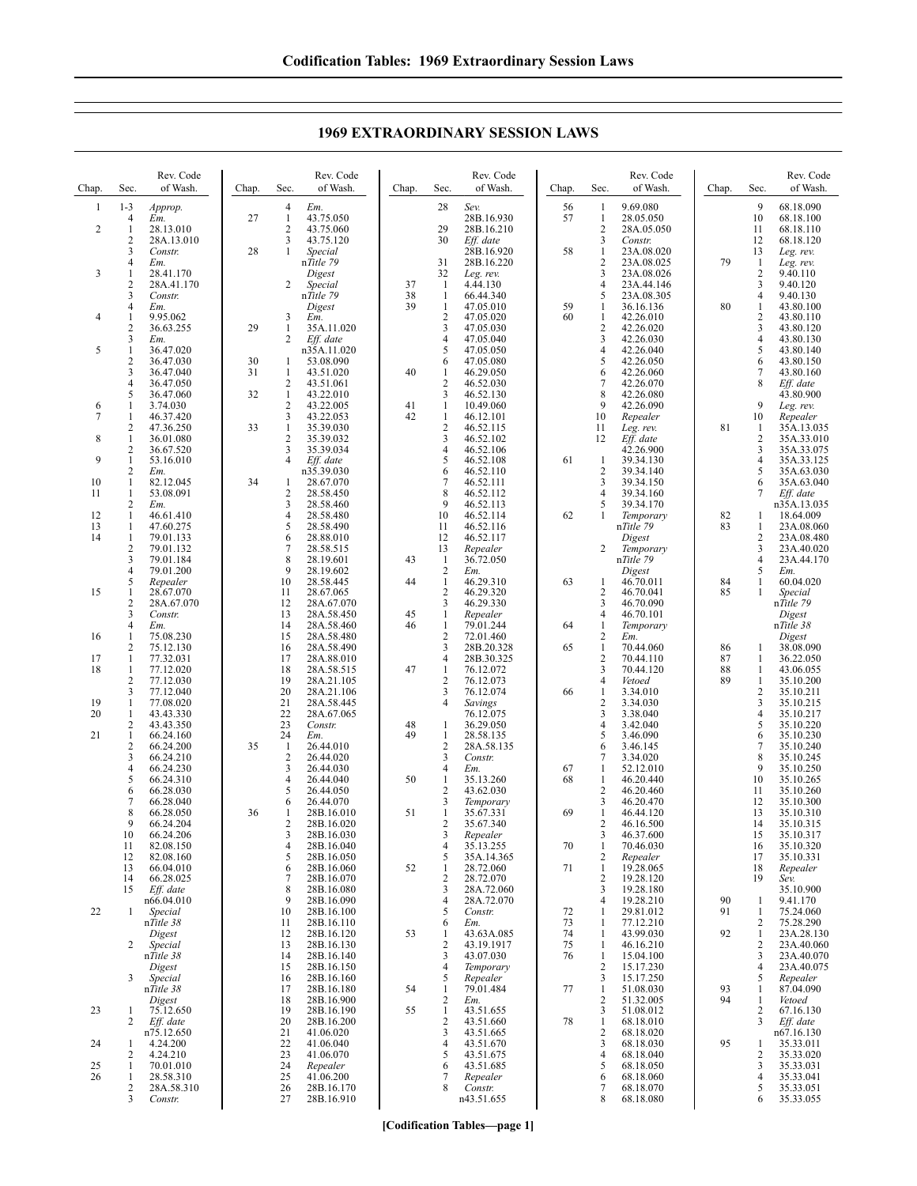# 1969 EXTRAORDINARY SESSION LAWS

| Chap. | Sec. | Rev. Code of Wash. |
|---|---|---|
| 1 | 1-3 | *Approp.* |
| | 4 | *Em.* |
| 2 | 1 | 28.13.010 |
| | 2 | 28A.13.010 |
| | 3 | *Constr.* |
| | 4 | *Em.* |
| 3 | 1 | 28.41.170 |
| | 2 | 28A.41.170 |
| | 3 | *Constr.* |
| | 4 | *Em.* |
| 4 | 1 | 9.95.062 |
| | 2 | 36.63.255 |
| | 3 | *Em.* |
| 5 | 1 | 36.47.020 |
| | 2 | 36.47.030 |
| | 3 | 36.47.040 |
| | 4 | 36.47.050 |
| | 5 | 36.47.060 |
| 6 | 1 | 3.74.030 |
| 7 | 1 | 46.37.420 |
| | 2 | 47.36.250 |
| 8 | 1 | 36.01.080 |
| | 2 | 36.67.520 |
| 9 | 1 | 53.16.010 |
| | 2 | *Em.* |
| 10 | 1 | 82.12.045 |
| 11 | 1 | 53.08.091 |
| | 2 | *Em.* |
| 12 | 1 | 46.61.410 |
| 13 | 1 | 47.60.275 |
| 14 | 1 | 79.01.133 |
| | 2 | 79.01.132 |
| | 3 | 79.01.184 |
| | 4 | 79.01.200 |
| | 5 | *Repealer* |
| 15 | 1 | 28.67.070 |
| | 2 | 28A.67.070 |
| | 3 | *Constr.* |
| | 4 | *Em.* |
| 16 | 1 | 75.08.230 |
| | 2 | 75.12.130 |
| 17 | 1 | 77.32.031 |
| 18 | 1 | 77.12.020 |
| | 2 | 77.12.030 |
| | 3 | 77.12.040 |
| 19 | 1 | 77.08.020 |
| 20 | 1 | 43.43.330 |
| | 2 | 43.43.350 |
| 21 | 1 | 66.24.160 |
| | 2 | 66.24.200 |
| | 3 | 66.24.210 |
| | 4 | 66.24.230 |
| | 5 | 66.24.310 |
| | 6 | 66.28.030 |
| | 7 | 66.28.040 |
| | 8 | 66.28.050 |
| | 9 | 66.24.204 |
| | 10 | 66.24.206 |
| | 11 | 82.08.150 |
| | 12 | 82.08.160 |
| | 13 | 66.04.010 |
| | 14 | 66.28.025 |
| | 15 | *Eff. date* n66.04.010 |
| 22 | 1 | *Special* n*Title 38* *Digest* |
| | 2 | *Special* n*Title 38* *Digest* |
| | 3 | *Special* n*Title 38* *Digest* |
| 23 | 1 | 75.12.650 |
| | 2 | *Eff. date* n75.12.650 |
| 24 | 1 | 4.24.200 |
| | 2 | 4.24.210 |
| 25 | 1 | 70.01.010 |
| 26 | 1 | 28.58.310 |
| | 2 | 28A.58.310 |
| | 3 | *Constr.* |
| | 4 | *Em.* |
| 27 | 1 | 43.75.050 |
| | 2 | 43.75.060 |
| | 3 | 43.75.120 |
| 28 | 1 | *Special* n*Title 79* *Digest* |
| | 2 | *Special* n*Title 79* *Digest* |
| | 3 | *Em.* |
| 29 | 1 | 35A.11.020 |
| | 2 | *Eff. date* n35A.11.020 |
| 30 | 1 | 53.08.090 |
| 31 | 1 | 43.51.020 |
| | 2 | 43.51.061 |
| 32 | 1 | 43.22.010 |
| | 2 | 43.22.005 |
| | 3 | 43.22.053 |
| 33 | 1 | 35.39.030 |
| | 2 | 35.39.032 |
| | 3 | 35.39.034 |
| | 4 | *Eff. date* n35.39.030 |
| 34 | 1 | 28.67.070 |
| | 2 | 28.58.450 |
| | 3 | 28.58.460 |
| | 4 | 28.58.480 |
| | 5 | 28.58.490 |
| | 6 | 28.88.010 |
| | 7 | 28.58.515 |
| | 8 | 28.19.601 |
| | 9 | 28.19.602 |
| | 10 | 28.58.445 |
| | 11 | 28.67.065 |
| | 12 | 28A.67.070 |
| | 13 | 28A.58.450 |
| | 14 | 28A.58.460 |
| | 15 | 28A.58.480 |
| | 16 | 28A.58.490 |
| | 17 | 28A.88.010 |
| | 18 | 28A.58.515 |
| | 19 | 28A.21.105 |
| | 20 | 28A.21.106 |
| | 21 | 28A.58.445 |
| | 22 | 28A.67.065 |
| | 23 | *Constr.* |
| | 24 | *Em.* |
| 35 | 1 | 26.44.010 |
| | 2 | 26.44.020 |
| | 3 | 26.44.030 |
| | 4 | 26.44.040 |
| | 5 | 26.44.050 |
| | 6 | 26.44.070 |
| 36 | 1 | 28B.16.010 |
| | 2 | 28B.16.020 |
| | 3 | 28B.16.030 |
| | 4 | 28B.16.040 |
| | 5 | 28B.16.050 |
| | 6 | 28B.16.060 |
| | 7 | 28B.16.070 |
| | 8 | 28B.16.080 |
| | 9 | 28B.16.090 |
| | 10 | 28B.16.100 |
| | 11 | 28B.16.110 |
| | 12 | 28B.16.120 |
| | 13 | 28B.16.130 |
| | 14 | 28B.16.140 |
| | 15 | 28B.16.150 |
| | 16 | 28B.16.160 |
| | 17 | 28B.16.180 |
| | 18 | 28B.16.900 |
| | 19 | 28B.16.190 |
| | 20 | 28B.16.200 |
| | 21 | 41.06.020 |
| | 22 | 41.06.040 |
| | 23 | 41.06.070 |
| | 24 | *Repealer* |
| | 25 | 41.06.200 |
| | 26 | 28B.16.170 |
| | 27 | 28B.16.910 |
| | 28 | *Sev.* 28B.16.930 |
| | 29 | 28B.16.210 |
| | 30 | *Eff. date* 28B.16.920 |
| | 31 | 28B.16.220 |
| | 32 | *Leg. rev.* |
| 37 | 1 | 4.44.130 |
| 38 | 1 | 66.44.340 |
| 39 | 1 | 47.05.010 |
| | 2 | 47.05.020 |
| | 3 | 47.05.030 |
| | 4 | 47.05.040 |
| | 5 | 47.05.050 |
| | 6 | 47.05.080 |
| 40 | 1 | 46.29.050 |
| | 2 | 46.52.030 |
| | 3 | 46.52.130 |
| 41 | 1 | 10.49.060 |
| 42 | 1 | 46.12.101 |
| | 2 | 46.52.115 |
| | 3 | 46.52.102 |
| | 4 | 46.52.106 |
| | 5 | 46.52.108 |
| | 6 | 46.52.110 |
| | 7 | 46.52.111 |
| | 8 | 46.52.112 |
| | 9 | 46.52.113 |
| | 10 | 46.52.114 |
| | 11 | 46.52.116 |
| | 12 | 46.52.117 |
| | 13 | *Repealer* |
| 43 | 1 | 36.72.050 |
| | 2 | *Em.* |
| 44 | 1 | 46.29.310 |
| | 2 | 46.29.320 |
| | 3 | 46.29.330 |
| 45 | 1 | *Repealer* |
| 46 | 1 | 79.01.244 |
| | 2 | 72.01.460 |
| | 3 | 28B.20.328 |
| | 4 | 28B.30.325 |
| 47 | 1 | 76.12.072 |
| | 2 | 76.12.073 |
| | 3 | 76.12.074 |
| | 4 | *Savings* 76.12.075 |
| 48 | 1 | 36.29.050 |
| 49 | 1 | 28.58.135 |
| | 2 | 28A.58.135 |
| | 3 | *Constr.* |
| | 4 | *Em.* |
| 50 | 1 | 35.13.260 |
| | 2 | 43.62.030 |
| | 3 | *Temporary* |
| 51 | 1 | 35.67.331 |
| | 2 | 35.67.340 |
| | 3 | *Repealer* |
| | 4 | 35.13.255 |
| | 5 | 35A.14.365 |
| 52 | 1 | 28.72.060 |
| | 2 | 28.72.070 |
| | 3 | 28A.72.060 |
| | 4 | 28A.72.070 |
| | 5 | *Constr.* |
| | 6 | *Em.* |
| 53 | 1 | 43.63A.085 |
| | 2 | 43.19.1917 |
| | 3 | 43.07.030 |
| | 4 | *Temporary* |
| | 5 | *Repealer* |
| 54 | 1 | 79.01.484 |
| | 2 | *Em.* |
| 55 | 1 | 43.51.655 |
| | 2 | 43.51.660 |
| | 3 | 43.51.665 |
| | 4 | 43.51.670 |
| | 5 | 43.51.675 |
| | 6 | 43.51.685 |
| | 7 | *Repealer* |
| | 8 | *Constr.* n43.51.655 |
| 56 | 1 | 9.69.080 |
| 57 | 1 | 28.05.050 |
| | 2 | 28A.05.050 |
| | 3 | *Constr.* |
| 58 | 1 | 23A.08.020 |
| | 2 | 23A.08.025 |
| | 3 | 23A.08.026 |
| | 4 | 23A.44.146 |
| | 5 | 23A.08.305 |
| 59 | 1 | 36.16.136 |
| 60 | 1 | 42.26.010 |
| | 2 | 42.26.020 |
| | 3 | 42.26.030 |
| | 4 | 42.26.040 |
| | 5 | 42.26.050 |
| | 6 | 42.26.060 |
| | 7 | 42.26.070 |
| | 8 | 42.26.080 |
| | 9 | 42.26.090 |
| | 10 | *Repealer* |
| | 11 | *Leg. rev.* |
| | 12 | *Eff. date* 42.26.900 |
| 61 | 1 | 39.34.130 |
| | 2 | 39.34.140 |
| | 3 | 39.34.150 |
| | 4 | 39.34.160 |
| | 5 | 39.34.170 |
| 62 | 1 | *Temporary* n*Title 79* *Digest* |
| | 2 | *Temporary* n*Title 79* *Digest* |
| 63 | 1 | 46.70.011 |
| | 2 | 46.70.041 |
| | 3 | 46.70.090 |
| | 4 | 46.70.101 |
| 64 | 1 | *Temporary* |
| | 2 | *Em.* |
| 65 | 1 | 70.44.060 |
| | 2 | 70.44.110 |
| | 3 | 70.44.120 |
| | 4 | *Vetoed* |
| 66 | 1 | 3.34.010 |
| | 2 | 3.34.030 |
| | 3 | 3.38.040 |
| | 4 | 3.42.040 |
| | 5 | 3.46.090 |
| | 6 | 3.46.145 |
| | 7 | 3.34.020 |
| 67 | 1 | 52.12.010 |
| 68 | 1 | 46.20.440 |
| | 2 | 46.20.460 |
| | 3 | 46.20.470 |
| 69 | 1 | 46.44.120 |
| | 2 | 46.16.500 |
| | 3 | 46.37.600 |
| 70 | 1 | 70.46.030 |
| | 2 | *Repealer* |
| 71 | 1 | 19.28.065 |
| | 2 | 19.28.120 |
| | 3 | 19.28.180 |
| | 4 | 19.28.210 |
| 72 | 1 | 29.81.012 |
| 73 | 1 | 77.12.210 |
| 74 | 1 | 43.99.030 |
| 75 | 1 | 46.16.210 |
| 76 | 1 | 15.04.100 |
| | 2 | 15.17.230 |
| | 3 | 15.17.250 |
| 77 | 1 | 51.08.030 |
| | 2 | 51.32.005 |
| | 3 | 51.08.012 |
| 78 | 1 | 68.18.010 |
| | 2 | 68.18.020 |
| | 3 | 68.18.030 |
| | 4 | 68.18.040 |
| | 5 | 68.18.050 |
| | 6 | 68.18.060 |
| | 7 | 68.18.070 |
| | 8 | 68.18.080 |
| | 9 | 68.18.090 |
| | 10 | 68.18.100 |
| | 11 | 68.18.110 |
| | 12 | 68.18.120 |
| | 13 | *Leg. rev.* |
| 79 | 1 | *Leg. rev.* |
| | 2 | 9.40.110 |
| | 3 | 9.40.120 |
| | 4 | 9.40.130 |
| 80 | 1 | 43.80.100 |
| | 2 | 43.80.110 |
| | 3 | 43.80.120 |
| | 4 | 43.80.130 |
| | 5 | 43.80.140 |
| | 6 | 43.80.150 |
| | 7 | 43.80.160 |
| | 8 | *Eff. date* 43.80.900 |
| | 9 | *Leg. rev.* |
| | 10 | *Repealer* |
| 81 | 1 | 35A.13.035 |
| | 2 | 35A.33.010 |
| | 3 | 35A.33.075 |
| | 4 | 35A.33.125 |
| | 5 | 35A.63.030 |
| | 6 | 35A.63.040 |
| | 7 | *Eff. date* n35A.13.035 |
| 82 | 1 | 18.64.009 |
| 83 | 1 | 23A.08.060 |
| | 2 | 23A.08.480 |
| | 3 | 23A.40.020 |
| | 4 | 23A.44.170 |
| | 5 | *Em.* |
| 84 | 1 | 60.04.020 |
| 85 | 1 | *Special* n*Title 79* *Digest* n*Title 38* *Digest* |
| 86 | 1 | 38.08.090 |
| 87 | 1 | 36.22.050 |
| 88 | 1 | 43.06.055 |
| 89 | 1 | 35.10.200 |
| | 2 | 35.10.211 |
| | 3 | 35.10.215 |
| | 4 | 35.10.217 |
| | 5 | 35.10.220 |
| | 6 | 35.10.230 |
| | 7 | 35.10.240 |
| | 8 | 35.10.245 |
| | 9 | 35.10.250 |
| | 10 | 35.10.265 |
| | 11 | 35.10.260 |
| | 12 | 35.10.300 |
| | 13 | 35.10.310 |
| | 14 | 35.10.315 |
| | 15 | 35.10.317 |
| | 16 | 35.10.320 |
| | 17 | 35.10.331 |
| | 18 | *Repealer* |
| | 19 | *Sev.* 35.10.900 |
| 90 | 1 | 9.41.170 |
| 91 | 1 | 75.24.060 |
| | 2 | 75.28.290 |
| 92 | 1 | 23A.28.130 |
| | 2 | 23A.40.060 |
| | 3 | 23A.40.070 |
| | 4 | 23A.40.075 |
| | 5 | *Repealer* |
| 93 | 1 | 87.04.090 |
| 94 | 1 | *Vetoed* |
| | 2 | 67.16.130 |
| | 3 | *Eff. date* n67.16.130 |
| 95 | 1 | 35.33.011 |
| | 2 | 35.33.020 |
| | 3 | 35.33.031 |
| | 4 | 35.33.041 |
| | 5 | 35.33.051 |
| | 6 | 35.33.055 |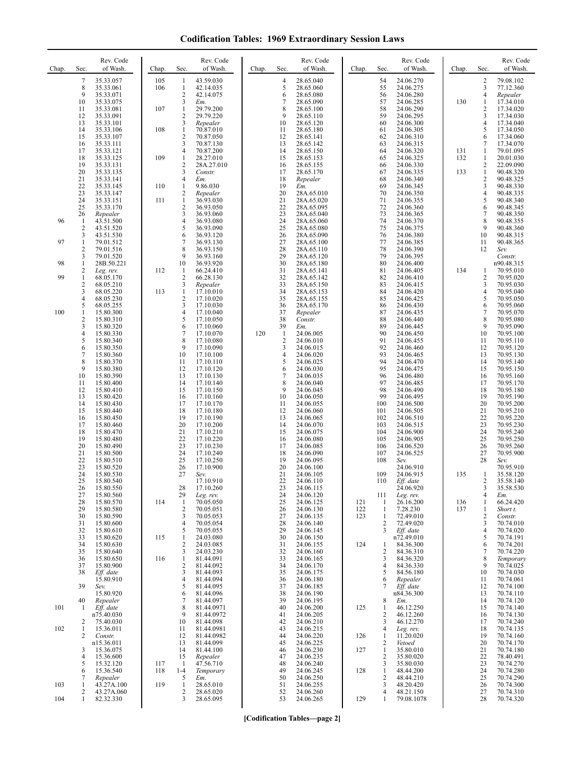# Codification Tables: 1969 Extraordinary Session Laws

| Chap. | Sec. | Rev. Code of Wash. |
|---|---|---|
| | 7 | 35.33.057 |
| | 8 | 35.33.061 |
| | 9 | 35.33.071 |
| | 10 | 35.33.075 |
| | 11 | 35.33.081 |
| | 12 | 35.33.091 |
| | 13 | 35.33.101 |
| | 14 | 35.33.106 |
| | 15 | 35.33.107 |
| | 16 | 35.33.111 |
| | 17 | 35.33.121 |
| | 18 | 35.33.125 |
| | 19 | 35.33.131 |
| | 20 | 35.33.135 |
| | 21 | 35.33.141 |
| | 22 | 35.33.145 |
| | 23 | 35.33.147 |
| | 24 | 35.33.151 |
| | 25 | 35.33.170 |
| | 26 | *Repealer* |
| 96 | 1 | 43.51.500 |
| | 2 | 43.51.520 |
| | 3 | 43.51.530 |
| 97 | 1 | 79.01.512 |
| | 2 | 79.01.516 |
| | 3 | 79.01.520 |
| 98 | 1 | 28B.50.221 |
| | 2 | *Leg. rev.* |
| 99 | 1 | 68.05.170 |
| | 2 | 68.05.210 |
| | 3 | 68.05.220 |
| | 4 | 68.05.230 |
| | 5 | 68.05.255 |
| 100 | 1 | 15.80.300 |
| | 2 | 15.80.310 |
| | 3 | 15.80.320 |
| | 4 | 15.80.330 |
| | 5 | 15.80.340 |
| | 6 | 15.80.350 |
| | 7 | 15.80.360 |
| | 8 | 15.80.370 |
| | 9 | 15.80.380 |
| | 10 | 15.80.390 |
| | 11 | 15.80.400 |
| | 12 | 15.80.410 |
| | 13 | 15.80.420 |
| | 14 | 15.80.430 |
| | 15 | 15.80.440 |
| | 16 | 15.80.450 |
| | 17 | 15.80.460 |
| | 18 | 15.80.470 |
| | 19 | 15.80.480 |
| | 20 | 15.80.490 |
| | 21 | 15.80.500 |
| | 22 | 15.80.510 |
| | 23 | 15.80.520 |
| | 24 | 15.80.530 |
| | 25 | 15.80.540 |
| | 26 | 15.80.550 |
| | 27 | 15.80.560 |
| | 28 | 15.80.570 |
| | 29 | 15.80.580 |
| | 30 | 15.80.590 |
| | 31 | 15.80.600 |
| | 32 | 15.80.610 |
| | 33 | 15.80.620 |
| | 34 | 15.80.630 |
| | 35 | 15.80.640 |
| | 36 | 15.80.650 |
| | 37 | 15.80.900 |
| | 38 | *Eff. date* 15.80.910 |
| | 39 | *Sev.* 15.80.920 |
| | 40 | *Repealer* |
| 101 | 1 | *Eff. date* n75.40.030 |
| | 2 | 75.40.030 |
| 102 | 1 | 15.36.011 |
| | 2 | *Constr.* n15.36.011 |
| | 3 | 15.36.075 |
| | 4 | 15.36.600 |
| | 5 | 15.32.120 |
| | 6 | 15.36.540 |
| | 7 | *Repealer* |
| 103 | 1 | 43.27A.100 |
| | 2 | 43.27A.060 |
| 104 | 1 | 82.32.330 |
| 105 | 1 | 43.59.030 |
| 106 | 1 | 42.14.035 |
| | 2 | 42.14.075 |
| | 3 | *Em.* |
| 107 | 1 | 29.79.200 |
| | 2 | 29.79.220 |
| | 3 | *Repealer* |
| 108 | 1 | 70.87.010 |
| | 2 | 70.87.050 |
| | 3 | 70.87.130 |
| | 4 | 70.87.200 |
| 109 | 1 | 28.27.010 |
| | 2 | 28A.27.010 |
| | 3 | *Constr.* |
| | 4 | *Em.* |
| 110 | 1 | 9.86.030 |
| | 2 | *Repealer* |
| 111 | 1 | 36.93.030 |
| | 2 | 36.93.050 |
| | 3 | 36.93.060 |
| | 4 | 36.93.080 |
| | 5 | 36.93.090 |
| | 6 | 36.93.120 |
| | 7 | 36.93.130 |
| | 8 | 36.93.150 |
| | 9 | 36.93.160 |
| | 10 | 36.93.920 |
| 112 | 1 | 66.24.410 |
| | 2 | 66.28.130 |
| | 3 | *Repealer* |
| 113 | 1 | 17.10.010 |
| | 2 | 17.10.020 |
| | 3 | 17.10.030 |
| | 4 | 17.10.040 |
| | 5 | 17.10.050 |
| | 6 | 17.10.060 |
| | 7 | 17.10.070 |
| | 8 | 17.10.080 |
| | 9 | 17.10.090 |
| | 10 | 17.10.100 |
| | 11 | 17.10.110 |
| | 12 | 17.10.120 |
| | 13 | 17.10.130 |
| | 14 | 17.10.140 |
| | 15 | 17.10.150 |
| | 16 | 17.10.160 |
| | 17 | 17.10.170 |
| | 18 | 17.10.180 |
| | 19 | 17.10.190 |
| | 20 | 17.10.200 |
| | 21 | 17.10.210 |
| | 22 | 17.10.220 |
| | 23 | 17.10.230 |
| | 24 | 17.10.240 |
| | 25 | 17.10.250 |
| | 26 | 17.10.900 |
| | 27 | *Sev.* 17.10.910 |
| | 28 | 17.10.260 |
| | 29 | *Leg. rev.* |
| 114 | 1 | 70.05.050 |
| | 2 | 70.05.051 |
| | 3 | 70.05.053 |
| | 4 | 70.05.054 |
| | 5 | 70.05.055 |
| 115 | 1 | 24.03.080 |
| | 2 | 24.03.085 |
| | 3 | 24.03.230 |
| 116 | 1 | 81.44.091 |
| | 2 | 81.44.092 |
| | 3 | 81.44.093 |
| | 4 | 81.44.094 |
| | 5 | 81.44.095 |
| | 6 | 81.44.096 |
| | 7 | 81.44.097 |
| | 8 | 81.44.0971 |
| | 9 | 81.44.0972 |
| | 10 | 81.44.098 |
| | 11 | 81.44.0981 |
| | 12 | 81.44.0982 |
| | 13 | 81.44.099 |
| | 14 | 81.44.100 |
| | 15 | *Repealer* |
| 117 | 1 | 47.56.710 |
| 118 | 1-4 | *Temporary* |
| | 5 | *Em.* |
| 119 | 1 | 28.65.010 |
| | 2 | 28.65.020 |
| | 3 | 28.65.095 |
| | 4 | 28.65.040 |
| | 5 | 28.65.060 |
| | 6 | 28.65.080 |
| | 7 | 28.65.090 |
| | 8 | 28.65.100 |
| | 9 | 28.65.110 |
| | 10 | 28.65.120 |
| | 11 | 28.65.180 |
| | 12 | 28.65.141 |
| | 13 | 28.65.142 |
| | 14 | 28.65.150 |
| | 15 | 28.65.153 |
| | 16 | 28.65.155 |
| | 17 | 28.65.170 |
| | 18 | *Repealer* |
| | 19 | *Em.* |
| | 20 | 28A.65.010 |
| | 21 | 28A.65.020 |
| | 22 | 28A.65.095 |
| | 23 | 28A.65.040 |
| | 24 | 28A.65.060 |
| | 25 | 28A.65.080 |
| | 26 | 28A.65.090 |
| | 27 | 28A.65.100 |
| | 28 | 28A.65.110 |
| | 29 | 28A.65.120 |
| | 30 | 28A.65.180 |
| | 31 | 28A.65.141 |
| | 32 | 28A.65.142 |
| | 33 | 28A.65.150 |
| | 34 | 28A.65.153 |
| | 35 | 28A.65.155 |
| | 36 | 28A.65.170 |
| | 37 | *Repealer* |
| | 38 | *Constr.* |
| | 39 | *Em.* |
| 120 | 1 | 24.06.005 |
| | 2 | 24.06.010 |
| | 3 | 24.06.015 |
| | 4 | 24.06.020 |
| | 5 | 24.06.025 |
| | 6 | 24.06.030 |
| | 7 | 24.06.035 |
| | 8 | 24.06.040 |
| | 9 | 24.06.045 |
| | 10 | 24.06.050 |
| | 11 | 24.06.055 |
| | 12 | 24.06.060 |
| | 13 | 24.06.065 |
| | 14 | 24.06.070 |
| | 15 | 24.06.075 |
| | 16 | 24.06.080 |
| | 17 | 24.06.085 |
| | 18 | 24.06.090 |
| | 19 | 24.06.095 |
| | 20 | 24.06.100 |
| | 21 | 24.06.105 |
| | 22 | 24.06.110 |
| | 23 | 24.06.115 |
| | 24 | 24.06.120 |
| | 25 | 24.06.125 |
| | 26 | 24.06.130 |
| | 27 | 24.06.135 |
| | 28 | 24.06.140 |
| | 29 | 24.06.145 |
| | 30 | 24.06.150 |
| | 31 | 24.06.155 |
| | 32 | 24.06.160 |
| | 33 | 24.06.165 |
| | 34 | 24.06.170 |
| | 35 | 24.06.175 |
| | 36 | 24.06.180 |
| | 37 | 24.06.185 |
| | 38 | 24.06.190 |
| | 39 | 24.06.195 |
| | 40 | 24.06.200 |
| | 41 | 24.06.205 |
| | 42 | 24.06.210 |
| | 43 | 24.06.215 |
| | 44 | 24.06.220 |
| | 45 | 24.06.225 |
| | 46 | 24.06.230 |
| | 47 | 24.06.235 |
| | 48 | 24.06.240 |
| | 49 | 24.06.245 |
| | 50 | 24.06.250 |
| | 51 | 24.06.255 |
| | 52 | 24.06.260 |
| | 53 | 24.06.265 |
| | 54 | 24.06.270 |
| | 55 | 24.06.275 |
| | 56 | 24.06.280 |
| | 57 | 24.06.285 |
| | 58 | 24.06.290 |
| | 59 | 24.06.295 |
| | 60 | 24.06.300 |
| | 61 | 24.06.305 |
| | 62 | 24.06.310 |
| | 63 | 24.06.315 |
| | 64 | 24.06.320 |
| | 65 | 24.06.325 |
| | 66 | 24.06.330 |
| | 67 | 24.06.335 |
| | 68 | 24.06.340 |
| | 69 | 24.06.345 |
| | 70 | 24.06.350 |
| | 71 | 24.06.355 |
| | 72 | 24.06.360 |
| | 73 | 24.06.365 |
| | 74 | 24.06.370 |
| | 75 | 24.06.375 |
| | 76 | 24.06.380 |
| | 77 | 24.06.385 |
| | 78 | 24.06.390 |
| | 79 | 24.06.395 |
| | 80 | 24.06.400 |
| | 81 | 24.06.405 |
| | 82 | 24.06.410 |
| | 83 | 24.06.415 |
| | 84 | 24.06.420 |
| | 85 | 24.06.425 |
| | 86 | 24.06.430 |
| | 87 | 24.06.435 |
| | 88 | 24.06.440 |
| | 89 | 24.06.445 |
| | 90 | 24.06.450 |
| | 91 | 24.06.455 |
| | 92 | 24.06.460 |
| | 93 | 24.06.465 |
| | 94 | 24.06.470 |
| | 95 | 24.06.475 |
| | 96 | 24.06.480 |
| | 97 | 24.06.485 |
| | 98 | 24.06.490 |
| | 99 | 24.06.495 |
| | 100 | 24.06.500 |
| | 101 | 24.06.505 |
| | 102 | 24.06.510 |
| | 103 | 24.06.515 |
| | 104 | 24.06.900 |
| | 105 | 24.06.905 |
| | 106 | 24.06.520 |
| | 107 | 24.06.525 |
| | 108 | *Sev.* 24.06.910 |
| | 109 | 24.06.915 |
| | 110 | *Eff. date* 24.06.920 |
| | 111 | *Leg. rev.* |
| 121 | 1 | 26.16.200 |
| 122 | 1 | 7.28.230 |
| 123 | 1 | 72.49.010 |
| | 2 | 72.49.020 |
| | 3 | *Eff. date* n72.49.010 |
| 124 | 1 | 84.36.300 |
| | 2 | 84.36.310 |
| | 3 | 84.36.320 |
| | 4 | 84.36.330 |
| | 5 | 84.56.180 |
| | 6 | *Repealer* |
| | 7 | *Eff. date* n84.36.300 |
| | 8 | *Em.* |
| 125 | 1 | 46.12.250 |
| | 2 | 46.12.260 |
| | 3 | 46.12.270 |
| | 4 | *Leg. rev.* |
| 126 | 1 | 11.20.020 |
| | 2 | *Vetoed* |
| 127 | 1 | 35.80.010 |
| | 2 | 35.80.020 |
| | 3 | 35.80.030 |
| 128 | 1 | 48.44.200 |
| | 2 | 48.44.210 |
| | 3 | 48.20.420 |
| | 4 | 48.21.150 |
| 129 | 1 | 79.08.1078 |
| | 2 | 79.08.102 |
| | 3 | 77.12.360 |
| | 4 | *Repealer* |
| 130 | 1 | 17.34.010 |
| | 2 | 17.34.020 |
| | 3 | 17.34.030 |
| | 4 | 17.34.040 |
| | 5 | 17.34.050 |
| | 6 | 17.34.060 |
| | 7 | 17.34.070 |
| 131 | 1 | 79.01.095 |
| 132 | 1 | 20.01.030 |
| | 2 | 22.09.090 |
| 133 | 1 | 90.48.320 |
| | 2 | 90.48.325 |
| | 3 | 90.48.330 |
| | 4 | 90.48.335 |
| | 5 | 90.48.340 |
| | 6 | 90.48.345 |
| | 7 | 90.48.350 |
| | 8 | 90.48.355 |
| | 9 | 90.48.360 |
| | 10 | 90.48.315 |
| | 11 | 90.48.365 |
| | 12 | *Sev. Constr.* n90.48.315 |
| 134 | 1 | 70.95.010 |
| | 2 | 70.95.020 |
| | 3 | 70.95.030 |
| | 4 | 70.95.040 |
| | 5 | 70.95.050 |
| | 6 | 70.95.060 |
| | 7 | 70.95.070 |
| | 8 | 70.95.080 |
| | 9 | 70.95.090 |
| | 10 | 70.95.100 |
| | 11 | 70.95.110 |
| | 12 | 70.95.120 |
| | 13 | 70.95.130 |
| | 14 | 70.95.140 |
| | 15 | 70.95.150 |
| | 16 | 70.95.160 |
| | 17 | 70.95.170 |
| | 18 | 70.95.180 |
| | 19 | 70.95.190 |
| | 20 | 70.95.200 |
| | 21 | 70.95.210 |
| | 22 | 70.95.220 |
| | 23 | 70.95.230 |
| | 24 | 70.95.240 |
| | 25 | 70.95.250 |
| | 26 | 70.95.260 |
| | 27 | 70.95.900 |
| | 28 | *Sev.* 70.95.910 |
| 135 | 1 | 35.58.120 |
| | 2 | 35.58.140 |
| | 3 | 35.58.530 |
| | 4 | *Em.* |
| 136 | 1 | 66.24.420 |
| 137 | 1 | *Short t.* |
| | 2 | *Constr.* |
| | 3 | 70.74.010 |
| | 4 | 70.74.020 |
| | 5 | 70.74.191 |
| | 6 | 70.74.201 |
| | 7 | 70.74.220 |
| | 8 | *Temporary* |
| | 9 | 70.74.025 |
| | 10 | 70.74.030 |
| | 11 | 70.74.061 |
| | 12 | 70.74.100 |
| | 13 | 70.74.110 |
| | 14 | 70.74.120 |
| | 15 | 70.74.140 |
| | 16 | 70.74.130 |
| | 17 | 70.74.240 |
| | 18 | 70.74.135 |
| | 19 | 70.74.160 |
| | 20 | 70.74.170 |
| | 21 | 70.74.180 |
| | 22 | 78.40.491 |
| | 23 | 70.74.270 |
| | 24 | 70.74.280 |
| | 25 | 70.74.290 |
| | 26 | 70.74.300 |
| | 27 | 70.74.310 |
| | 28 | 70.74.320 |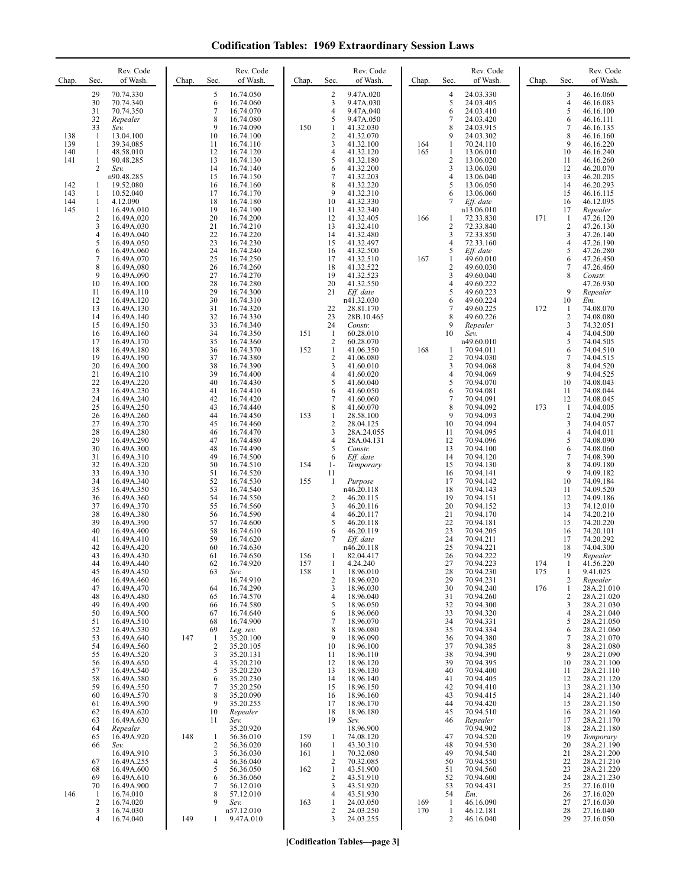# Codification Tables: 1969 Extraordinary Session Laws

| Chap. | Sec. | Rev. Code of Wash. |
|---|---|---|
| | 29 | 70.74.330 |
| | 30 | 70.74.340 |
| | 31 | 70.74.350 |
| | 32 | *Repealer* |
| | 33 | *Sev.* |
| 138 | 1 | 13.04.100 |
| 139 | 1 | 39.34.085 |
| 140 | 1 | 48.58.010 |
| 141 | 1 | 90.48.285 |
| | 2 | *Sev.* n90.48.285 |
| 142 | 1 | 19.52.080 |
| 143 | 1 | 10.52.040 |
| 144 | 1 | 4.12.090 |
| 145 | 1 | 16.49A.010 |
| | 2 | 16.49A.020 |
| | 3 | 16.49A.030 |
| | 4 | 16.49A.040 |
| | 5 | 16.49A.050 |
| | 6 | 16.49A.060 |
| | 7 | 16.49A.070 |
| | 8 | 16.49A.080 |
| | 9 | 16.49A.090 |
| | 10 | 16.49A.100 |
| | 11 | 16.49A.110 |
| | 12 | 16.49A.120 |
| | 13 | 16.49A.130 |
| | 14 | 16.49A.140 |
| | 15 | 16.49A.150 |
| | 16 | 16.49A.160 |
| | 17 | 16.49A.170 |
| | 18 | 16.49A.180 |
| | 19 | 16.49A.190 |
| | 20 | 16.49A.200 |
| | 21 | 16.49A.210 |
| | 22 | 16.49A.220 |
| | 23 | 16.49A.230 |
| | 24 | 16.49A.240 |
| | 25 | 16.49A.250 |
| | 26 | 16.49A.260 |
| | 27 | 16.49A.270 |
| | 28 | 16.49A.280 |
| | 29 | 16.49A.290 |
| | 30 | 16.49A.300 |
| | 31 | 16.49A.310 |
| | 32 | 16.49A.320 |
| | 33 | 16.49A.330 |
| | 34 | 16.49A.340 |
| | 35 | 16.49A.350 |
| | 36 | 16.49A.360 |
| | 37 | 16.49A.370 |
| | 38 | 16.49A.380 |
| | 39 | 16.49A.390 |
| | 40 | 16.49A.400 |
| | 41 | 16.49A.410 |
| | 42 | 16.49A.420 |
| | 43 | 16.49A.430 |
| | 44 | 16.49A.440 |
| | 45 | 16.49A.450 |
| | 46 | 16.49A.460 |
| | 47 | 16.49A.470 |
| | 48 | 16.49A.480 |
| | 49 | 16.49A.490 |
| | 50 | 16.49A.500 |
| | 51 | 16.49A.510 |
| | 52 | 16.49A.530 |
| | 53 | 16.49A.640 |
| | 54 | 16.49A.560 |
| | 55 | 16.49A.520 |
| | 56 | 16.49A.650 |
| | 57 | 16.49A.540 |
| | 58 | 16.49A.580 |
| | 59 | 16.49A.550 |
| | 60 | 16.49A.570 |
| | 61 | 16.49A.590 |
| | 62 | 16.49A.620 |
| | 63 | 16.49A.630 |
| | 64 | *Repealer* |
| | 65 | 16.49A.920 |
| | 66 | *Sev.* 16.49A.910 |
| | 67 | 16.49A.255 |
| | 68 | 16.49A.600 |
| | 69 | 16.49A.610 |
| | 70 | 16.49A.900 |
| 146 | 1 | 16.74.010 |
| | 2 | 16.74.020 |
| | 3 | 16.74.030 |
| | 4 | 16.74.040 |
| | 5 | 16.74.050 |
| | 6 | 16.74.060 |
| | 7 | 16.74.070 |
| | 8 | 16.74.080 |
| | 9 | 16.74.090 |
| | 10 | 16.74.100 |
| | 11 | 16.74.110 |
| | 12 | 16.74.120 |
| | 13 | 16.74.130 |
| | 14 | 16.74.140 |
| | 15 | 16.74.150 |
| | 16 | 16.74.160 |
| | 17 | 16.74.170 |
| | 18 | 16.74.180 |
| | 19 | 16.74.190 |
| | 20 | 16.74.200 |
| | 21 | 16.74.210 |
| | 22 | 16.74.220 |
| | 23 | 16.74.230 |
| | 24 | 16.74.240 |
| | 25 | 16.74.250 |
| | 26 | 16.74.260 |
| | 27 | 16.74.270 |
| | 28 | 16.74.280 |
| | 29 | 16.74.300 |
| | 30 | 16.74.310 |
| | 31 | 16.74.320 |
| | 32 | 16.74.330 |
| | 33 | 16.74.340 |
| | 34 | 16.74.350 |
| | 35 | 16.74.360 |
| | 36 | 16.74.370 |
| | 37 | 16.74.380 |
| | 38 | 16.74.390 |
| | 39 | 16.74.400 |
| | 40 | 16.74.430 |
| | 41 | 16.74.410 |
| | 42 | 16.74.420 |
| | 43 | 16.74.440 |
| | 44 | 16.74.450 |
| | 45 | 16.74.460 |
| | 46 | 16.74.470 |
| | 47 | 16.74.480 |
| | 48 | 16.74.490 |
| | 49 | 16.74.500 |
| | 50 | 16.74.510 |
| | 51 | 16.74.520 |
| | 52 | 16.74.530 |
| | 53 | 16.74.540 |
| | 54 | 16.74.550 |
| | 55 | 16.74.560 |
| | 56 | 16.74.590 |
| | 57 | 16.74.600 |
| | 58 | 16.74.610 |
| | 59 | 16.74.620 |
| | 60 | 16.74.630 |
| | 61 | 16.74.650 |
| | 62 | 16.74.920 |
| | 63 | *Sev.* 16.74.910 |
| | 64 | 16.74.290 |
| | 65 | 16.74.570 |
| | 66 | 16.74.580 |
| | 67 | 16.74.640 |
| | 68 | 16.74.900 |
| | 69 | *Leg. rev.* |
| 147 | 1 | 35.20.100 |
| | 2 | 35.20.105 |
| | 3 | 35.20.131 |
| | 4 | 35.20.210 |
| | 5 | 35.20.220 |
| | 6 | 35.20.230 |
| | 7 | 35.20.250 |
| | 8 | 35.20.090 |
| | 9 | 35.20.255 |
| | 10 | *Repealer* |
| | 11 | *Sev.* 35.20.920 |
| 148 | 1 | 56.36.010 |
| | 2 | 56.36.020 |
| | 3 | 56.36.030 |
| | 4 | 56.36.040 |
| | 5 | 56.36.050 |
| | 6 | 56.36.060 |
| | 7 | 56.12.010 |
| | 8 | 57.12.010 |
| | 9 | *Sev.* n57.12.010 |
| 149 | 1 | 9.47A.010 |
| | 2 | 9.47A.020 |
| | 3 | 9.47A.030 |
| | 4 | 9.47A.040 |
| | 5 | 9.47A.050 |
| 150 | 1 | 41.32.030 |
| | 2 | 41.32.070 |
| | 3 | 41.32.100 |
| | 4 | 41.32.120 |
| | 5 | 41.32.180 |
| | 6 | 41.32.200 |
| | 7 | 41.32.203 |
| | 8 | 41.32.220 |
| | 9 | 41.32.310 |
| | 10 | 41.32.330 |
| | 11 | 41.32.340 |
| | 12 | 41.32.405 |
| | 13 | 41.32.410 |
| | 14 | 41.32.480 |
| | 15 | 41.32.497 |
| | 16 | 41.32.500 |
| | 17 | 41.32.510 |
| | 18 | 41.32.522 |
| | 19 | 41.32.523 |
| | 20 | 41.32.550 |
| | 21 | *Eff. date* n41.32.030 |
| | 22 | 28.81.170 |
| | 23 | 28B.10.465 |
| | 24 | *Constr.* |
| 151 | 1 | 60.28.010 |
| | 2 | 60.28.070 |
| 152 | 1 | 41.06.350 |
| | 2 | 41.06.080 |
| | 3 | 41.60.010 |
| | 4 | 41.60.020 |
| | 5 | 41.60.040 |
| | 6 | 41.60.050 |
| | 7 | 41.60.060 |
| | 8 | 41.60.070 |
| 153 | 1 | 28.58.100 |
| | 2 | 28.04.125 |
| | 3 | 28A.24.055 |
| | 4 | 28A.04.131 |
| | 5 | *Constr.* |
| | 6 | *Eff. date* |
| 154 | 1-11 | *Temporary* |
| 155 | 1 | *Purpose* n46.20.118 |
| | 2 | 46.20.115 |
| | 3 | 46.20.116 |
| | 4 | 46.20.117 |
| | 5 | 46.20.118 |
| | 6 | 46.20.119 |
| | 7 | *Eff. date* n46.20.118 |
| 156 | 1 | 82.04.417 |
| 157 | 1 | 4.24.240 |
| 158 | 1 | 18.96.010 |
| | 2 | 18.96.020 |
| | 3 | 18.96.030 |
| | 4 | 18.96.040 |
| | 5 | 18.96.050 |
| | 6 | 18.96.060 |
| | 7 | 18.96.070 |
| | 8 | 18.96.080 |
| | 9 | 18.96.090 |
| | 10 | 18.96.100 |
| | 11 | 18.96.110 |
| | 12 | 18.96.120 |
| | 13 | 18.96.130 |
| | 14 | 18.96.140 |
| | 15 | 18.96.150 |
| | 16 | 18.96.160 |
| | 17 | 18.96.170 |
| | 18 | 18.96.180 |
| | 19 | *Sev.* 18.96.900 |
| 159 | 1 | 74.08.120 |
| 160 | 1 | 43.30.310 |
| 161 | 1 | 70.32.080 |
| | 2 | 70.32.085 |
| 162 | 1 | 43.51.900 |
| | 2 | 43.51.910 |
| | 3 | 43.51.920 |
| | 4 | 43.51.930 |
| 163 | 1 | 24.03.050 |
| | 2 | 24.03.250 |
| | 3 | 24.03.255 |
| | 4 | 24.03.330 |
| | 5 | 24.03.405 |
| | 6 | 24.03.410 |
| | 7 | 24.03.420 |
| | 8 | 24.03.915 |
| | 9 | 24.03.302 |
| 164 | 1 | 70.24.110 |
| 165 | 1 | 13.06.010 |
| | 2 | 13.06.020 |
| | 3 | 13.06.030 |
| | 4 | 13.06.040 |
| | 5 | 13.06.050 |
| | 6 | 13.06.060 |
| | 7 | *Eff. date* n13.06.010 |
| 166 | 1 | 72.33.830 |
| | 2 | 72.33.840 |
| | 3 | 72.33.850 |
| | 4 | 72.33.160 |
| | 5 | *Eff. date* |
| 167 | 1 | 49.60.010 |
| | 2 | 49.60.030 |
| | 3 | 49.60.040 |
| | 4 | 49.60.222 |
| | 5 | 49.60.223 |
| | 6 | 49.60.224 |
| | 7 | 49.60.225 |
| | 8 | 49.60.226 |
| | 9 | *Repealer* |
| | 10 | *Sev.* n49.60.010 |
| 168 | 1 | 70.94.011 |
| | 2 | 70.94.030 |
| | 3 | 70.94.068 |
| | 4 | 70.94.069 |
| | 5 | 70.94.070 |
| | 6 | 70.94.081 |
| | 7 | 70.94.091 |
| | 8 | 70.94.092 |
| | 9 | 70.94.093 |
| | 10 | 70.94.094 |
| | 11 | 70.94.095 |
| | 12 | 70.94.096 |
| | 13 | 70.94.100 |
| | 14 | 70.94.120 |
| | 15 | 70.94.130 |
| | 16 | 70.94.141 |
| | 17 | 70.94.142 |
| | 18 | 70.94.143 |
| | 19 | 70.94.151 |
| | 20 | 70.94.152 |
| | 21 | 70.94.170 |
| | 22 | 70.94.181 |
| | 23 | 70.94.205 |
| | 24 | 70.94.211 |
| | 25 | 70.94.221 |
| | 26 | 70.94.222 |
| | 27 | 70.94.223 |
| | 28 | 70.94.230 |
| | 29 | 70.94.231 |
| | 30 | 70.94.240 |
| | 31 | 70.94.260 |
| | 32 | 70.94.300 |
| | 33 | 70.94.320 |
| | 34 | 70.94.331 |
| | 35 | 70.94.334 |
| | 36 | 70.94.380 |
| | 37 | 70.94.385 |
| | 38 | 70.94.390 |
| | 39 | 70.94.395 |
| | 40 | 70.94.400 |
| | 41 | 70.94.405 |
| | 42 | 70.94.410 |
| | 43 | 70.94.415 |
| | 44 | 70.94.420 |
| | 45 | 70.94.510 |
| | 46 | *Repealer* 70.94.902 |
| | 47 | 70.94.520 |
| | 48 | 70.94.530 |
| | 49 | 70.94.540 |
| | 50 | 70.94.550 |
| | 51 | 70.94.560 |
| | 52 | 70.94.600 |
| | 53 | 70.94.431 |
| | 54 | *Em.* |
| 169 | 1 | 46.16.090 |
| 170 | 1 | 46.12.181 |
| | 2 | 46.16.040 |
| | 3 | 46.16.060 |
| | 4 | 46.16.083 |
| | 5 | 46.16.100 |
| | 6 | 46.16.111 |
| | 7 | 46.16.135 |
| | 8 | 46.16.160 |
| | 9 | 46.16.220 |
| | 10 | 46.16.240 |
| | 11 | 46.16.260 |
| | 12 | 46.20.070 |
| | 13 | 46.20.205 |
| | 14 | 46.20.293 |
| | 15 | 46.16.115 |
| | 16 | 46.12.095 |
| | 17 | *Repealer* |
| 171 | 1 | 47.26.120 |
| | 2 | 47.26.130 |
| | 3 | 47.26.140 |
| | 4 | 47.26.190 |
| | 5 | 47.26.280 |
| | 6 | 47.26.450 |
| | 7 | 47.26.460 |
| | 8 | *Constr.* 47.26.930 |
| | 9 | *Repealer* |
| | 10 | *Em.* |
| 172 | 1 | 74.08.070 |
| | 2 | 74.08.080 |
| | 3 | 74.32.051 |
| | 4 | 74.04.500 |
| | 5 | 74.04.505 |
| | 6 | 74.04.510 |
| | 7 | 74.04.515 |
| | 8 | 74.04.520 |
| | 9 | 74.04.525 |
| | 10 | 74.08.043 |
| | 11 | 74.08.044 |
| | 12 | 74.08.045 |
| 173 | 1 | 74.04.005 |
| | 2 | 74.04.290 |
| | 3 | 74.04.057 |
| | 4 | 74.04.011 |
| | 5 | 74.08.090 |
| | 6 | 74.08.060 |
| | 7 | 74.08.390 |
| | 8 | 74.09.180 |
| | 9 | 74.09.182 |
| | 10 | 74.09.184 |
| | 11 | 74.09.520 |
| | 12 | 74.09.186 |
| | 13 | 74.12.010 |
| | 14 | 74.20.210 |
| | 15 | 74.20.220 |
| | 16 | 74.20.101 |
| | 17 | 74.20.292 |
| | 18 | 74.04.300 |
| | 19 | *Repealer* |
| 174 | 1 | 41.56.220 |
| 175 | 1 | 9.41.025 |
| | 2 | *Repealer* |
| 176 | 1 | 28A.21.010 |
| | 2 | 28A.21.020 |
| | 3 | 28A.21.030 |
| | 4 | 28A.21.040 |
| | 5 | 28A.21.050 |
| | 6 | 28A.21.060 |
| | 7 | 28A.21.070 |
| | 8 | 28A.21.080 |
| | 9 | 28A.21.090 |
| | 10 | 28A.21.100 |
| | 11 | 28A.21.110 |
| | 12 | 28A.21.120 |
| | 13 | 28A.21.130 |
| | 14 | 28A.21.140 |
| | 15 | 28A.21.150 |
| | 16 | 28A.21.160 |
| | 17 | 28A.21.170 |
| | 18 | 28A.21.180 |
| | 19 | *Temporary* |
| | 20 | 28A.21.190 |
| | 21 | 28A.21.200 |
| | 22 | 28A.21.210 |
| | 23 | 28A.21.220 |
| | 24 | 28A.21.230 |
| | 25 | 27.16.010 |
| | 26 | 27.16.020 |
| | 27 | 27.16.030 |
| | 28 | 27.16.040 |
| | 29 | 27.16.050 |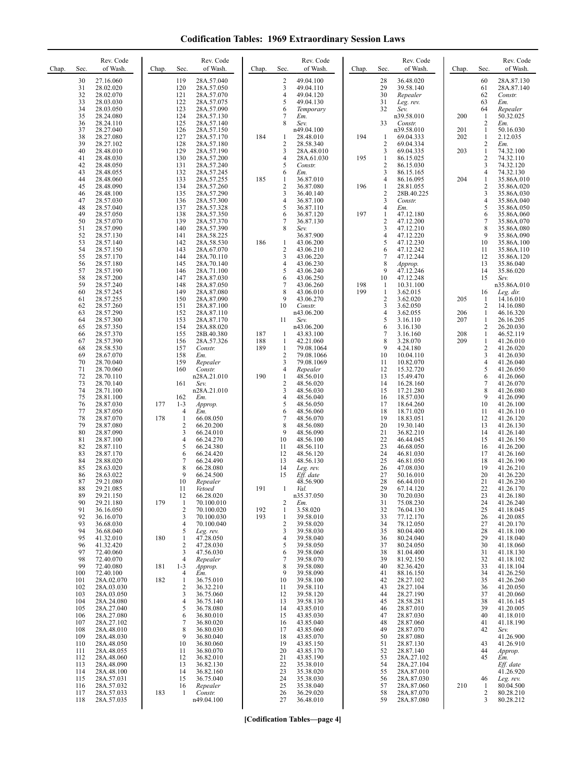# Codification Tables: 1969 Extraordinary Session Laws

| Chap. | Sec. | Rev. Code of Wash. |
|---|---|---|
| | 30 | 27.16.060 |
| | 31 | 28.02.020 |
| | 32 | 28.02.070 |
| | 33 | 28.03.030 |
| | 34 | 28.03.050 |
| | 35 | 28.24.080 |
| | 36 | 28.24.110 |
| | 37 | 28.27.040 |
| | 38 | 28.27.080 |
| | 39 | 28.27.102 |
| | 40 | 28.48.010 |
| | 41 | 28.48.030 |
| | 42 | 28.48.050 |
| | 43 | 28.48.055 |
| | 44 | 28.48.060 |
| | 45 | 28.48.090 |
| | 46 | 28.48.100 |
| | 47 | 28.57.030 |
| | 48 | 28.57.040 |
| | 49 | 28.57.050 |
| | 50 | 28.57.070 |
| | 51 | 28.57.090 |
| | 52 | 28.57.130 |
| | 53 | 28.57.140 |
| | 54 | 28.57.150 |
| | 55 | 28.57.170 |
| | 56 | 28.57.180 |
| | 57 | 28.57.190 |
| | 58 | 28.57.200 |
| | 59 | 28.57.240 |
| | 60 | 28.57.245 |
| | 61 | 28.57.255 |
| | 62 | 28.57.260 |
| | 63 | 28.57.290 |
| | 64 | 28.57.300 |
| | 65 | 28.57.350 |
| | 66 | 28.57.370 |
| | 67 | 28.57.390 |
| | 68 | 28.58.530 |
| | 69 | 28.67.070 |
| | 70 | 28.70.040 |
| | 71 | 28.70.060 |
| | 72 | 28.70.110 |
| | 73 | 28.70.140 |
| | 74 | 28.71.100 |
| | 75 | 28.81.100 |
| | 76 | 28.87.030 |
| | 77 | 28.87.050 |
| | 78 | 28.87.070 |
| | 79 | 28.87.080 |
| | 80 | 28.87.090 |
| | 81 | 28.87.100 |
| | 82 | 28.87.110 |
| | 83 | 28.87.170 |
| | 84 | 28.88.020 |
| | 85 | 28.63.020 |
| | 86 | 28.63.022 |
| | 87 | 29.21.080 |
| | 88 | 29.21.085 |
| | 89 | 29.21.150 |
| | 90 | 29.21.180 |
| | 91 | 36.16.050 |
| | 92 | 36.16.070 |
| | 93 | 36.68.030 |
| | 94 | 36.68.040 |
| | 95 | 41.32.010 |
| | 96 | 41.32.420 |
| | 97 | 72.40.060 |
| | 98 | 72.40.070 |
| | 99 | 72.40.080 |
| | 100 | 72.40.100 |
| | 101 | 28A.02.070 |
| | 102 | 28A.03.030 |
| | 103 | 28A.03.050 |
| | 104 | 28A.24.080 |
| | 105 | 28A.27.040 |
| | 106 | 28A.27.080 |
| | 107 | 28A.27.102 |
| | 108 | 28A.48.010 |
| | 109 | 28A.48.030 |
| | 110 | 28A.48.050 |
| | 111 | 28A.48.055 |
| | 112 | 28A.48.060 |
| | 113 | 28A.48.090 |
| | 114 | 28A.48.100 |
| | 115 | 28A.57.031 |
| | 116 | 28A.57.032 |
| | 117 | 28A.57.033 |
| | 118 | 28A.57.035 |
| | 119 | 28A.57.040 |
| | 120 | 28A.57.050 |
| | 121 | 28A.57.070 |
| | 122 | 28A.57.075 |
| | 123 | 28A.57.090 |
| | 124 | 28A.57.130 |
| | 125 | 28A.57.140 |
| | 126 | 28A.57.150 |
| | 127 | 28A.57.170 |
| | 128 | 28A.57.180 |
| | 129 | 28A.57.190 |
| | 130 | 28A.57.200 |
| | 131 | 28A.57.240 |
| | 132 | 28A.57.245 |
| | 133 | 28A.57.255 |
| | 134 | 28A.57.260 |
| | 135 | 28A.57.290 |
| | 136 | 28A.57.300 |
| | 137 | 28A.57.328 |
| | 138 | 28A.57.350 |
| | 139 | 28A.57.370 |
| | 140 | 28A.57.390 |
| | 141 | 28A.58.225 |
| | 142 | 28A.58.530 |
| | 143 | 28A.67.070 |
| | 144 | 28A.70.110 |
| | 145 | 28A.70.140 |
| | 146 | 28A.71.100 |
| | 147 | 28A.87.030 |
| | 148 | 28A.87.050 |
| | 149 | 28A.87.080 |
| | 150 | 28A.87.090 |
| | 151 | 28A.87.100 |
| | 152 | 28A.87.110 |
| | 153 | 28A.87.170 |
| | 154 | 28A.88.020 |
| | 155 | 28B.40.380 |
| | 156 | 28A.57.326 |
| | 157 | *Constr.* |
| | 158 | *Em.* |
| | 159 | *Repealer* |
| | 160 | *Constr.* n28A.21.010 |
| | 161 | *Sev.* n28A.21.010 |
| | 162 | *Em.* |
| 177 | 1-3 | *Approp.* |
| | 4 | *Em.* |
| 178 | 1 | 66.08.050 |
| | 2 | 66.20.200 |
| | 3 | 66.24.010 |
| | 4 | 66.24.270 |
| | 5 | 66.24.380 |
| | 6 | 66.24.420 |
| | 7 | 66.24.490 |
| | 8 | 66.28.080 |
| | 9 | 66.24.500 |
| | 10 | *Repealer* |
| | 11 | *Vetoed* |
| | 12 | 66.28.020 |
| 179 | 1 | 70.100.010 |
| | 2 | 70.100.020 |
| | 3 | 70.100.030 |
| | 4 | 70.100.040 |
| | 5 | *Leg. rev.* |
| 180 | 1 | 47.28.050 |
| | 2 | 47.28.030 |
| | 3 | 47.56.030 |
| | 4 | *Repealer* |
| 181 | 1-3 | *Approp.* |
| | 4 | *Em.* |
| 182 | 1 | 36.75.010 |
| | 2 | 36.32.210 |
| | 3 | 36.75.060 |
| | 4 | 36.75.140 |
| | 5 | 36.78.080 |
| | 6 | 36.80.010 |
| | 7 | 36.80.020 |
| | 8 | 36.80.030 |
| | 9 | 36.80.040 |
| | 10 | 36.80.060 |
| | 11 | 36.80.070 |
| | 12 | 36.82.010 |
| | 13 | 36.82.130 |
| | 14 | 36.82.160 |
| | 15 | 36.75.040 |
| | 16 | *Repealer* |
| 183 | 1 | *Constr.* n49.04.100 |
| | 2 | 49.04.100 |
| | 3 | 49.04.110 |
| | 4 | 49.04.120 |
| | 5 | 49.04.130 |
| | 6 | *Temporary* |
| | 7 | *Em.* |
| | 8 | *Sev.* n49.04.100 |
| 184 | 1 | 28.48.010 |
| | 2 | 28.58.340 |
| | 3 | 28A.48.010 |
| | 4 | 28A.61.030 |
| | 5 | *Constr.* |
| | 6 | *Em.* |
| 185 | 1 | 36.87.010 |
| | 2 | 36.87.080 |
| | 3 | 36.40.140 |
| | 4 | 36.87.100 |
| | 5 | 36.87.110 |
| | 6 | 36.87.120 |
| | 7 | 36.87.130 |
| | 8 | *Sev.* 36.87.900 |
| 186 | 1 | 43.06.200 |
| | 2 | 43.06.210 |
| | 3 | 43.06.220 |
| | 4 | 43.06.230 |
| | 5 | 43.06.240 |
| | 6 | 43.06.250 |
| | 7 | 43.06.260 |
| | 8 | 43.06.010 |
| | 9 | 43.06.270 |
| | 10 | *Constr.* n43.06.200 |
| | 11 | *Sev.* n43.06.200 |
| 187 | 1 | 43.83.100 |
| 188 | 1 | 42.21.060 |
| 189 | 1 | 79.08.1064 |
| | 2 | 79.08.1066 |
| | 3 | 79.08.1069 |
| | 4 | *Repealer* |
| 190 | 1 | 48.56.010 |
| | 2 | 48.56.020 |
| | 3 | 48.56.030 |
| | 4 | 48.56.040 |
| | 5 | 48.56.050 |
| | 6 | 48.56.060 |
| | 7 | 48.56.070 |
| | 8 | 48.56.080 |
| | 9 | 48.56.090 |
| | 10 | 48.56.100 |
| | 11 | 48.56.110 |
| | 12 | 48.56.120 |
| | 13 | 48.56.130 |
| | 14 | *Leg. rev.* |
| | 15 | *Eff. date* 48.56.900 |
| 191 | 1 | *Val.* n35.37.050 |
| | 2 | *Em.* |
| 192 | 1 | 3.58.020 |
| 193 | 1 | 39.58.010 |
| | 2 | 39.58.020 |
| | 3 | 39.58.030 |
| | 4 | 39.58.040 |
| | 5 | 39.58.050 |
| | 6 | 39.58.060 |
| | 7 | 39.58.070 |
| | 8 | 39.58.080 |
| | 9 | 39.58.090 |
| | 10 | 39.58.100 |
| | 11 | 39.58.110 |
| | 12 | 39.58.120 |
| | 13 | 39.58.130 |
| | 14 | 43.85.010 |
| | 15 | 43.85.030 |
| | 16 | 43.85.040 |
| | 17 | 43.85.060 |
| | 18 | 43.85.070 |
| | 19 | 43.85.150 |
| | 20 | 43.85.170 |
| | 21 | 43.85.190 |
| | 22 | 35.38.010 |
| | 23 | 35.38.020 |
| | 24 | 35.38.030 |
| | 25 | 35.38.040 |
| | 26 | 36.29.020 |
| | 27 | 36.48.010 |
| | 28 | 36.48.020 |
| | 29 | 39.58.140 |
| | 30 | *Repealer* |
| | 31 | *Leg. rev.* |
| | 32 | *Sev.* n39.58.010 |
| | 33 | *Constr.* n39.58.010 |
| 194 | 1 | 69.04.333 |
| | 2 | 69.04.334 |
| | 3 | 69.04.335 |
| 195 | 1 | 86.15.025 |
| | 2 | 86.15.030 |
| | 3 | 86.15.165 |
| | 4 | 86.16.095 |
| 196 | 1 | 28.81.055 |
| | 2 | 28B.40.225 |
| | 3 | *Constr.* |
| | 4 | *Em.* |
| 197 | 1 | 47.12.180 |
| | 2 | 47.12.200 |
| | 3 | 47.12.210 |
| | 4 | 47.12.220 |
| | 5 | 47.12.230 |
| | 6 | 47.12.242 |
| | 7 | 47.12.244 |
| | 8 | *Approp.* |
| | 9 | 47.12.246 |
| | 10 | 47.12.248 |
| 198 | 1 | 10.31.100 |
| 199 | 1 | 3.62.015 |
| | 2 | 3.62.020 |
| | 3 | 3.62.050 |
| | 4 | 3.62.055 |
| | 5 | 3.16.110 |
| | 6 | 3.16.130 |
| | 7 | 3.16.160 |
| | 8 | 3.28.070 |
| | 9 | 4.24.180 |
| | 10 | 10.04.110 |
| | 11 | 10.82.070 |
| | 12 | 15.32.720 |
| | 13 | 15.49.470 |
| | 14 | 16.28.160 |
| | 15 | 17.21.280 |
| | 16 | 18.57.030 |
| | 17 | 18.64.260 |
| | 18 | 18.71.020 |
| | 19 | 18.83.051 |
| | 20 | 19.30.140 |
| | 21 | 36.82.210 |
| | 22 | 46.44.045 |
| | 23 | 46.68.050 |
| | 24 | 46.81.030 |
| | 25 | 46.81.050 |
| | 26 | 47.08.030 |
| | 27 | 50.16.010 |
| | 28 | 66.44.010 |
| | 29 | 67.14.120 |
| | 30 | 70.20.030 |
| | 31 | 75.08.230 |
| | 32 | 76.04.130 |
| | 33 | 77.12.170 |
| | 34 | 78.12.050 |
| | 35 | 80.04.400 |
| | 36 | 80.24.040 |
| | 37 | 80.24.050 |
| | 38 | 81.04.400 |
| | 39 | 81.92.150 |
| | 40 | 82.36.420 |
| | 41 | 88.16.150 |
| | 42 | 28.27.102 |
| | 43 | 28.27.104 |
| | 44 | 28.27.190 |
| | 45 | 28.58.281 |
| | 46 | 28.87.010 |
| | 47 | 28.87.030 |
| | 48 | 28.87.060 |
| | 49 | 28.87.070 |
| | 50 | 28.87.080 |
| | 51 | 28.87.130 |
| | 52 | 28.87.140 |
| | 53 | 28A.27.102 |
| | 54 | 28A.27.104 |
| | 55 | 28A.87.010 |
| | 56 | 28A.87.030 |
| | 57 | 28A.87.060 |
| | 58 | 28A.87.070 |
| | 59 | 28A.87.080 |
| | 60 | 28A.87.130 |
| | 61 | 28A.87.140 |
| | 62 | *Constr.* |
| | 63 | *Em.* |
| | 64 | *Repealer* |
| 200 | 1 | 50.32.025 |
| | 2 | *Em.* |
| 201 | 1 | 50.16.030 |
| 202 | 1 | 2.12.035 |
| | 2 | *Em.* |
| 203 | 1 | 74.32.100 |
| | 2 | 74.32.110 |
| | 3 | 74.32.120 |
| | 4 | 74.32.130 |
| 204 | 1 | 35.86A.010 |
| | 2 | 35.86A.020 |
| | 3 | 35.86A.030 |
| | 4 | 35.86A.040 |
| | 5 | 35.86A.050 |
| | 6 | 35.86A.060 |
| | 7 | 35.86A.070 |
| | 8 | 35.86A.080 |
| | 9 | 35.86A.090 |
| | 10 | 35.86A.100 |
| | 11 | 35.86A.110 |
| | 12 | 35.86A.120 |
| | 13 | 35.86.040 |
| | 14 | 35.86.020 |
| | 15 | *Sev.* n35.86A.010 |
| | 16 | *Leg. dir.* |
| 205 | 1 | 14.16.010 |
| | 2 | 14.16.080 |
| 206 | 1 | 46.16.320 |
| 207 | 1 | 26.16.205 |
| | 2 | 26.20.030 |
| 208 | 1 | 46.52.119 |
| 209 | 1 | 41.26.010 |
| | 2 | 41.26.020 |
| | 3 | 41.26.030 |
| | 4 | 41.26.040 |
| | 5 | 41.26.050 |
| | 6 | 41.26.060 |
| | 7 | 41.26.070 |
| | 8 | 41.26.080 |
| | 9 | 41.26.090 |
| | 10 | 41.26.100 |
| | 11 | 41.26.110 |
| | 12 | 41.26.120 |
| | 13 | 41.26.130 |
| | 14 | 41.26.140 |
| | 15 | 41.26.150 |
| | 16 | 41.26.200 |
| | 17 | 41.26.160 |
| | 18 | 41.26.190 |
| | 19 | 41.26.210 |
| | 20 | 41.26.220 |
| | 21 | 41.26.230 |
| | 22 | 41.26.170 |
| | 23 | 41.26.180 |
| | 24 | 41.26.240 |
| | 25 | 41.18.045 |
| | 26 | 41.20.085 |
| | 27 | 41.20.170 |
| | 28 | 41.18.100 |
| | 29 | 41.18.040 |
| | 30 | 41.18.060 |
| | 31 | 41.18.130 |
| | 32 | 41.18.102 |
| | 33 | 41.18.104 |
| | 34 | 41.26.250 |
| | 35 | 41.26.260 |
| | 36 | 41.20.050 |
| | 37 | 41.20.060 |
| | 38 | 41.16.145 |
| | 39 | 41.20.005 |
| | 40 | 41.18.010 |
| | 41 | 41.18.190 |
| | 42 | *Sev.* 41.26.900 |
| | 43 | 41.26.910 |
| | 44 | *Approp.* |
| | 45 | *Em.* *Eff. date* 41.26.920 |
| | 46 | *Leg. rev.* |
| 210 | 1 | 80.04.500 |
| | 2 | 80.28.210 |
| | 3 | 80.28.212 |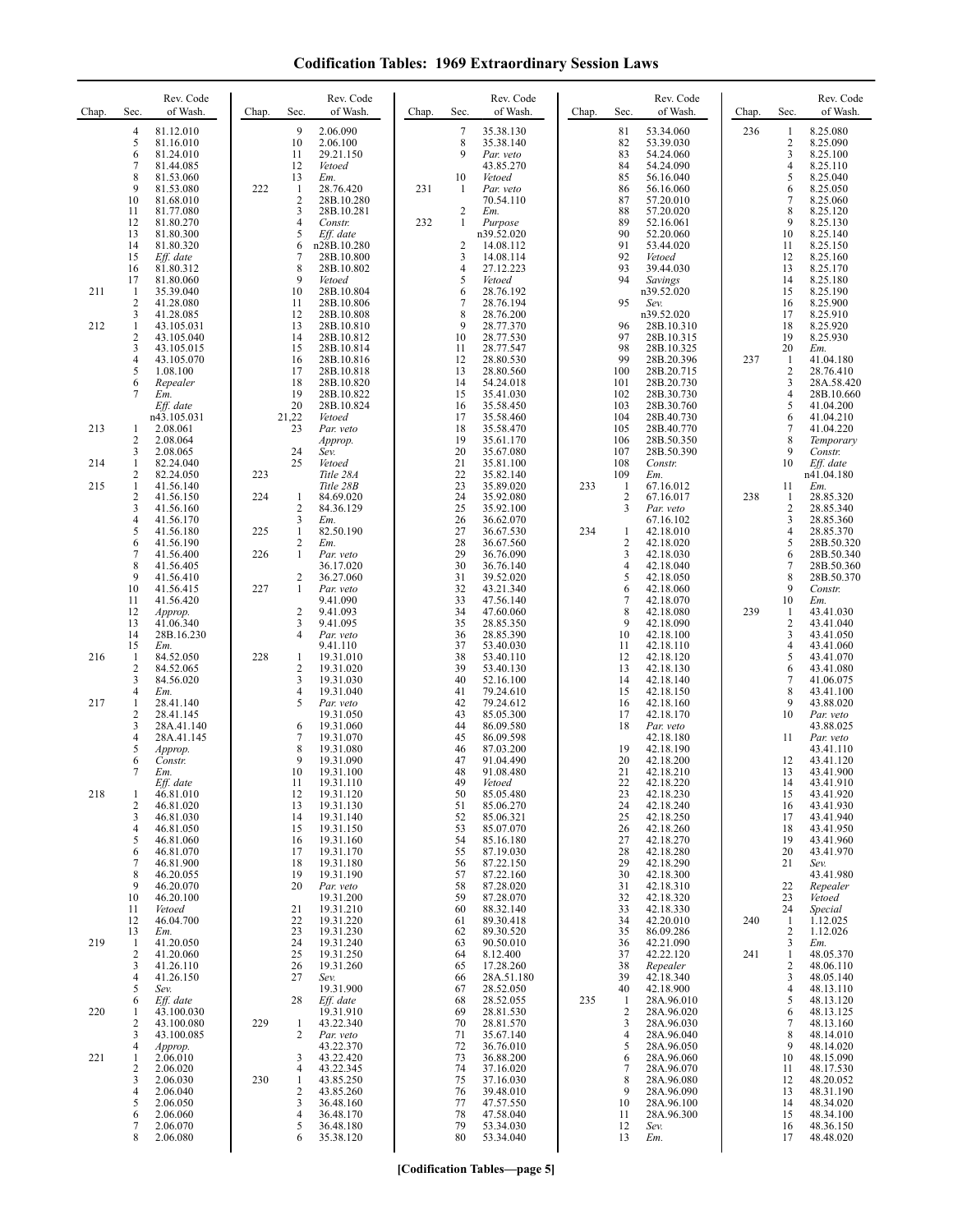# Codification Tables: 1969 Extraordinary Session Laws

| Chap. | Sec. | Rev. Code of Wash. |
|---|---|---|
| | 4 | 81.12.010 |
| | 5 | 81.16.010 |
| | 6 | 81.24.010 |
| | 7 | 81.44.085 |
| | 8 | 81.53.060 |
| | 9 | 81.53.080 |
| | 10 | 81.68.010 |
| | 11 | 81.77.080 |
| | 12 | 81.80.270 |
| | 13 | 81.80.300 |
| | 14 | 81.80.320 |
| | 15 | *Eff. date* |
| | 16 | 81.80.312 |
| | 17 | 81.80.060 |
| 211 | 1 | 35.39.040 |
| | 2 | 41.28.080 |
| | 3 | 41.28.085 |
| 212 | 1 | 43.105.031 |
| | 2 | 43.105.040 |
| | 3 | 43.105.015 |
| | 4 | 43.105.070 |
| | 5 | 1.08.100 |
| | 6 | *Repealer* |
| | 7 | *Em.* |
| | | *Eff. date* n43.105.031 |
| 213 | 1 | 2.08.061 |
| | 2 | 2.08.064 |
| | 3 | 2.08.065 |
| 214 | 1 | 82.24.040 |
| | 2 | 82.24.050 |
| 215 | 1 | 41.56.140 |
| | 2 | 41.56.150 |
| | 3 | 41.56.160 |
| | 4 | 41.56.170 |
| | 5 | 41.56.180 |
| | 6 | 41.56.190 |
| | 7 | 41.56.400 |
| | 8 | 41.56.405 |
| | 9 | 41.56.410 |
| | 10 | 41.56.415 |
| | 11 | 41.56.420 |
| | 12 | *Approp.* |
| | 13 | 41.06.340 |
| | 14 | 28B.16.230 |
| | 15 | *Em.* |
| 216 | 1 | 84.52.050 |
| | 2 | 84.52.065 |
| | 3 | 84.56.020 |
| | 4 | *Em.* |
| 217 | 1 | 28.41.140 |
| | 2 | 28.41.145 |
| | 3 | 28A.41.140 |
| | 4 | 28A.41.145 |
| | 5 | *Approp.* |
| | 6 | *Constr.* |
| | 7 | *Em.* |
| | | *Eff. date* |
| 218 | 1 | 46.81.010 |
| | 2 | 46.81.020 |
| | 3 | 46.81.030 |
| | 4 | 46.81.050 |
| | 5 | 46.81.060 |
| | 6 | 46.81.070 |
| | 7 | 46.81.900 |
| | 8 | 46.20.055 |
| | 9 | 46.20.070 |
| | 10 | 46.20.100 |
| | 11 | *Vetoed* |
| | 12 | 46.04.700 |
| | 13 | *Em.* |
| 219 | 1 | 41.20.050 |
| | 2 | 41.20.060 |
| | 3 | 41.26.110 |
| | 4 | 41.26.150 |
| | 5 | *Sev.* |
| | 6 | *Eff. date* |
| 220 | 1 | 43.100.030 |
| | 2 | 43.100.080 |
| | 3 | 43.100.085 |
| | 4 | *Approp.* |
| 221 | 1 | 2.06.010 |
| | 2 | 2.06.020 |
| | 3 | 2.06.030 |
| | 4 | 2.06.040 |
| | 5 | 2.06.050 |
| | 6 | 2.06.060 |
| | 7 | 2.06.070 |
| | 8 | 2.06.080 |
| | 9 | 2.06.090 |
| | 10 | 2.06.100 |
| | 11 | 29.21.150 |
| | 12 | *Vetoed* |
| | 13 | *Em.* |
| 222 | 1 | 28.76.420 |
| | 2 | 28B.10.280 |
| | 3 | 28B.10.281 |
| | 4 | *Constr.* |
| | 5 | *Eff. date* |
| | 6 | n28B.10.280 |
| | 7 | 28B.10.800 |
| | 8 | 28B.10.802 |
| | 9 | *Vetoed* |
| | 10 | 28B.10.804 |
| | 11 | 28B.10.806 |
| | 12 | 28B.10.808 |
| | 13 | 28B.10.810 |
| | 14 | 28B.10.812 |
| | 15 | 28B.10.814 |
| | 16 | 28B.10.816 |
| | 17 | 28B.10.818 |
| | 18 | 28B.10.820 |
| | 19 | 28B.10.822 |
| | 20 | 28B.10.824 |
| | 21,22 | *Vetoed* |
| | 23 | *Par. veto* *Approp.* |
| | 24 | *Sev.* |
| | 25 | *Vetoed* |
| 223 | | *Title 28A* |
| | | *Title 28B* |
| 224 | 1 | 84.69.020 |
| | 2 | 84.36.129 |
| | 3 | *Em.* |
| 225 | 1 | 82.50.190 |
| | 2 | *Em.* |
| 226 | 1 | *Par. veto* 36.17.020 |
| | 2 | 36.27.060 |
| 227 | 1 | *Par. veto* 9.41.090 |
| | 2 | 9.41.093 |
| | 3 | 9.41.095 |
| | 4 | *Par. veto* 9.41.110 |
| 228 | 1 | 19.31.010 |
| | 2 | 19.31.020 |
| | 3 | 19.31.030 |
| | 4 | 19.31.040 |
| | 5 | *Par. veto* 19.31.050 |
| | 6 | 19.31.060 |
| | 7 | 19.31.070 |
| | 8 | 19.31.080 |
| | 9 | 19.31.090 |
| | 10 | 19.31.100 |
| | 11 | 19.31.110 |
| | 12 | 19.31.120 |
| | 13 | 19.31.130 |
| | 14 | 19.31.140 |
| | 15 | 19.31.150 |
| | 16 | 19.31.160 |
| | 17 | 19.31.170 |
| | 18 | 19.31.180 |
| | 19 | 19.31.190 |
| | 20 | *Par. veto* 19.31.200 |
| | 21 | 19.31.210 |
| | 22 | 19.31.220 |
| | 23 | 19.31.230 |
| | 24 | 19.31.240 |
| | 25 | 19.31.250 |
| | 26 | 19.31.260 |
| | 27 | *Sev.* 19.31.900 |
| | 28 | *Eff. date* 19.31.910 |
| 229 | 1 | 43.22.340 |
| | 2 | *Par. veto* 43.22.370 |
| | 3 | 43.22.420 |
| | 4 | 43.22.345 |
| 230 | 1 | 43.85.250 |
| | 2 | 43.85.260 |
| | 3 | 36.48.160 |
| | 4 | 36.48.170 |
| | 5 | 36.48.180 |
| | 6 | 35.38.120 |
| | 7 | 35.38.130 |
| | 8 | 35.38.140 |
| | 9 | *Par. veto* 43.85.270 |
| | 10 | *Vetoed* |
| 231 | 1 | *Par. veto* 70.54.110 |
| | 2 | *Em.* |
| 232 | 1 | *Purpose* n39.52.020 |
| | 2 | 14.08.112 |
| | 3 | 14.08.114 |
| | 4 | 27.12.223 |
| | 5 | *Vetoed* |
| | 6 | 28.76.192 |
| | 7 | 28.76.194 |
| | 8 | 28.76.200 |
| | 9 | 28.77.370 |
| | 10 | 28.77.530 |
| | 11 | 28.77.547 |
| | 12 | 28.80.530 |
| | 13 | 28.80.560 |
| | 14 | 54.24.018 |
| | 15 | 35.41.030 |
| | 16 | 35.58.450 |
| | 17 | 35.58.460 |
| | 18 | 35.58.470 |
| | 19 | 35.61.170 |
| | 20 | 35.67.080 |
| | 21 | 35.81.100 |
| | 22 | 35.82.140 |
| | 23 | 35.89.020 |
| | 24 | 35.92.080 |
| | 25 | 35.92.100 |
| | 26 | 36.62.070 |
| | 27 | 36.67.530 |
| | 28 | 36.67.560 |
| | 29 | 36.76.090 |
| | 30 | 36.76.140 |
| | 31 | 39.52.020 |
| | 32 | 43.21.340 |
| | 33 | 47.56.140 |
| | 34 | 47.60.060 |
| | 35 | 28.85.350 |
| | 36 | 28.85.390 |
| | 37 | 53.40.030 |
| | 38 | 53.40.110 |
| | 39 | 53.40.130 |
| | 40 | 52.16.100 |
| | 41 | 79.24.610 |
| | 42 | 79.24.612 |
| | 43 | 85.05.300 |
| | 44 | 86.09.580 |
| | 45 | 86.09.598 |
| | 46 | 87.03.200 |
| | 47 | 91.04.490 |
| | 48 | 91.08.480 |
| | 49 | *Vetoed* |
| | 50 | 85.05.480 |
| | 51 | 85.06.270 |
| | 52 | 85.06.321 |
| | 53 | 85.07.070 |
| | 54 | 85.16.180 |
| | 55 | 87.19.030 |
| | 56 | 87.22.150 |
| | 57 | 87.22.160 |
| | 58 | 87.28.020 |
| | 59 | 87.28.070 |
| | 60 | 88.32.140 |
| | 61 | 89.30.418 |
| | 62 | 89.30.520 |
| | 63 | 90.50.010 |
| | 64 | 8.12.400 |
| | 65 | 17.28.260 |
| | 66 | 28A.51.180 |
| | 67 | 28.52.050 |
| | 68 | 28.52.055 |
| | 69 | 28.81.530 |
| | 70 | 28.81.570 |
| | 71 | 35.57.140 |
| | 72 | 36.76.010 |
| | 73 | 36.88.200 |
| | 74 | 37.16.020 |
| | 75 | 37.16.030 |
| | 76 | 39.48.010 |
| | 77 | 47.57.550 |
| | 78 | 47.58.040 |
| | 79 | 53.34.030 |
| | 80 | 53.34.040 |
| | 81 | 53.34.060 |
| | 82 | 53.39.030 |
| | 83 | 54.24.060 |
| | 84 | 54.24.090 |
| | 85 | 56.16.040 |
| | 86 | 56.16.060 |
| | 87 | 57.20.010 |
| | 88 | 57.20.020 |
| | 89 | 52.16.061 |
| | 90 | 52.20.060 |
| | 91 | 53.44.020 |
| | 92 | *Vetoed* |
| | 93 | 39.44.030 |
| | 94 | *Savings* n39.52.020 |
| | 95 | *Sev.* n39.52.020 |
| | 96 | 28B.10.310 |
| | 97 | 28B.10.315 |
| | 98 | 28B.10.325 |
| | 99 | 28B.20.396 |
| | 100 | 28B.20.715 |
| | 101 | 28B.20.730 |
| | 102 | 28B.30.730 |
| | 103 | 28B.30.760 |
| | 104 | 28B.40.730 |
| | 105 | 28B.40.770 |
| | 106 | 28B.50.350 |
| | 107 | 28B.50.390 |
| | 108 | *Constr.* |
| | 109 | *Em.* |
| 233 | 1 | 67.16.012 |
| | 2 | 67.16.017 |
| | 3 | *Par. veto* 67.16.102 |
| 234 | 1 | 42.18.010 |
| | 2 | 42.18.020 |
| | 3 | 42.18.030 |
| | 4 | 42.18.040 |
| | 5 | 42.18.050 |
| | 6 | 42.18.060 |
| | 7 | 42.18.070 |
| | 8 | 42.18.080 |
| | 9 | 42.18.090 |
| | 10 | 42.18.100 |
| | 11 | 42.18.110 |
| | 12 | 42.18.120 |
| | 13 | 42.18.130 |
| | 14 | 42.18.140 |
| | 15 | 42.18.150 |
| | 16 | 42.18.160 |
| | 17 | 42.18.170 |
| | 18 | *Par. veto* 42.18.180 |
| | 19 | 42.18.190 |
| | 20 | 42.18.200 |
| | 21 | 42.18.210 |
| | 22 | 42.18.220 |
| | 23 | 42.18.230 |
| | 24 | 42.18.240 |
| | 25 | 42.18.250 |
| | 26 | 42.18.260 |
| | 27 | 42.18.270 |
| | 28 | 42.18.280 |
| | 29 | 42.18.290 |
| | 30 | 42.18.300 |
| | 31 | 42.18.310 |
| | 32 | 42.18.320 |
| | 33 | 42.18.330 |
| | 34 | 42.20.010 |
| | 35 | 86.09.286 |
| | 36 | 42.21.090 |
| | 37 | 42.22.120 |
| | 38 | *Repealer* |
| | 39 | 42.18.340 |
| | 40 | 42.18.900 |
| 235 | 1 | 28A.96.010 |
| | 2 | 28A.96.020 |
| | 3 | 28A.96.030 |
| | 4 | 28A.96.040 |
| | 5 | 28A.96.050 |
| | 6 | 28A.96.060 |
| | 7 | 28A.96.070 |
| | 8 | 28A.96.080 |
| | 9 | 28A.96.090 |
| | 10 | 28A.96.100 |
| | 11 | 28A.96.300 |
| | 12 | *Sev.* |
| | 13 | *Em.* |
| 236 | 1 | 8.25.080 |
| | 2 | 8.25.090 |
| | 3 | 8.25.100 |
| | 4 | 8.25.110 |
| | 5 | 8.25.040 |
| | 6 | 8.25.050 |
| | 7 | 8.25.060 |
| | 8 | 8.25.120 |
| | 9 | 8.25.130 |
| | 10 | 8.25.140 |
| | 11 | 8.25.150 |
| | 12 | 8.25.160 |
| | 13 | 8.25.170 |
| | 14 | 8.25.180 |
| | 15 | 8.25.190 |
| | 16 | 8.25.900 |
| | 17 | 8.25.910 |
| | 18 | 8.25.920 |
| | 19 | 8.25.930 |
| | 20 | *Em.* |
| 237 | 1 | 41.04.180 |
| | 2 | 28.76.410 |
| | 3 | 28A.58.420 |
| | 4 | 28B.10.660 |
| | 5 | 41.04.200 |
| | 6 | 41.04.210 |
| | 7 | 41.04.220 |
| | 8 | *Temporary* |
| | 9 | *Constr.* |
| | 10 | *Eff. date* n41.04.180 |
| | 11 | *Em.* |
| 238 | 1 | 28.85.320 |
| | 2 | 28.85.340 |
| | 3 | 28.85.360 |
| | 4 | 28.85.370 |
| | 5 | 28B.50.320 |
| | 6 | 28B.50.340 |
| | 7 | 28B.50.360 |
| | 8 | 28B.50.370 |
| | 9 | *Constr.* |
| | 10 | *Em.* |
| 239 | 1 | 43.41.030 |
| | 2 | 43.41.040 |
| | 3 | 43.41.050 |
| | 4 | 43.41.060 |
| | 5 | 43.41.070 |
| | 6 | 43.41.080 |
| | 7 | 41.06.075 |
| | 8 | 43.41.100 |
| | 9 | 43.88.020 |
| | 10 | *Par. veto* 43.88.025 |
| | 11 | *Par. veto* 43.41.110 |
| | 12 | 43.41.120 |
| | 13 | 43.41.900 |
| | 14 | 43.41.910 |
| | 15 | 43.41.920 |
| | 16 | 43.41.930 |
| | 17 | 43.41.940 |
| | 18 | 43.41.950 |
| | 19 | 43.41.960 |
| | 20 | 43.41.970 |
| | 21 | *Sev.* 43.41.980 |
| | 22 | *Repealer* |
| | 23 | *Vetoed* |
| | 24 | *Special* |
| 240 | 1 | 1.12.025 |
| | 2 | 1.12.026 |
| | 3 | *Em.* |
| 241 | 1 | 48.05.370 |
| | 2 | 48.06.110 |
| | 3 | 48.05.140 |
| | 4 | 48.13.110 |
| | 5 | 48.13.120 |
| | 6 | 48.13.125 |
| | 7 | 48.13.160 |
| | 8 | 48.14.010 |
| | 9 | 48.14.020 |
| | 10 | 48.15.090 |
| | 11 | 48.17.530 |
| | 12 | 48.20.052 |
| | 13 | 48.31.190 |
| | 14 | 48.34.020 |
| | 15 | 48.34.100 |
| | 16 | 48.36.150 |
| | 17 | 48.48.020 |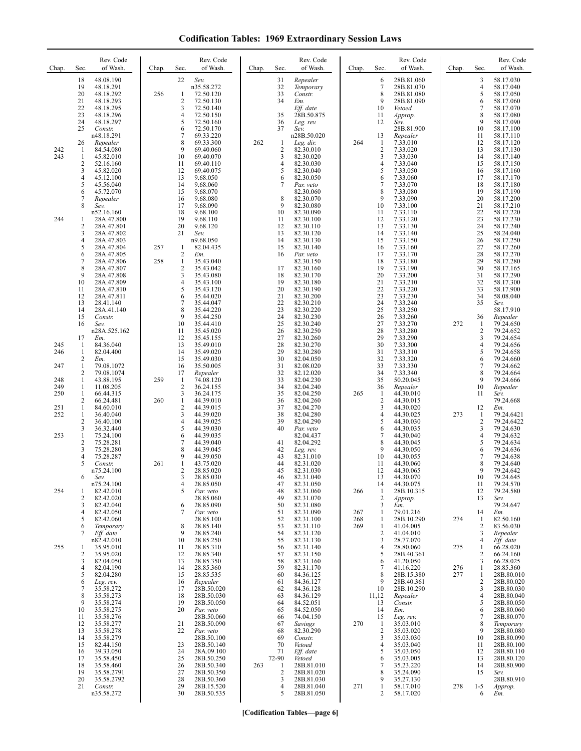# Codification Tables: 1969 Extraordinary Session Laws

| Chap. | Sec. | Rev. Code of Wash. |
|---|---|---|
| | 18 | 48.08.190 |
| | 19 | 48.18.291 |
| | 20 | 48.18.292 |
| | 21 | 48.18.293 |
| | 22 | 48.18.295 |
| | 23 | 48.18.296 |
| | 24 | 48.18.297 |
| | 25 | *Constr.* n48.18.291 |
| | 26 | *Repealer* |
| 242 | 1 | 84.54.080 |
| 243 | 1 | 45.82.010 |
| | 2 | 52.16.160 |
| | 3 | 45.82.020 |
| | 4 | 45.12.100 |
| | 5 | 45.56.040 |
| | 6 | 45.72.070 |
| | 7 | *Repealer* |
| | 8 | *Sev.* n52.16.160 |
| 244 | 1 | 28A.47.800 |
| | 2 | 28A.47.801 |
| | 3 | 28A.47.802 |
| | 4 | 28A.47.803 |
| | 5 | 28A.47.804 |
| | 6 | 28A.47.805 |
| | 7 | 28A.47.806 |
| | 8 | 28A.47.807 |
| | 9 | 28A.47.808 |
| | 10 | 28A.47.809 |
| | 11 | 28A.47.810 |
| | 12 | 28A.47.811 |
| | 13 | 28.41.140 |
| | 14 | 28A.41.140 |
| | 15 | *Constr.* |
| | 16 | *Sev.* n28A.525.162 |
| | 17 | *Em.* |
| 245 | 1 | 84.36.040 |
| 246 | 1 | 82.04.400 |
| | 2 | *Em.* |
| 247 | 1 | 79.08.1072 |
| | 2 | 79.08.1074 |
| 248 | 1 | 43.88.195 |
| 249 | 1 | 11.08.205 |
| 250 | 1 | 66.44.315 |
| | 2 | 66.24.481 |
| 251 | 1 | 84.60.010 |
| 252 | 1 | 36.40.040 |
| | 2 | 36.40.100 |
| | 3 | 36.32.440 |
| 253 | 1 | 75.24.100 |
| | 2 | 75.28.281 |
| | 3 | 75.28.280 |
| | 4 | 75.28.287 |
| | 5 | *Constr.* n75.24.100 |
| | 6 | *Sev.* n75.24.100 |
| 254 | 1 | 82.42.010 |
| | 2 | 82.42.020 |
| | 3 | 82.42.040 |
| | 4 | 82.42.050 |
| | 5 | 82.42.060 |
| | 6 | *Temporary* |
| | 7 | *Eff. date* n82.42.010 |
| 255 | 1 | 35.95.010 |
| | 2 | 35.95.020 |
| | 3 | 82.04.050 |
| | 4 | 82.04.190 |
| | 5 | 82.04.280 |
| | 6 | *Leg. rev.* |
| | 7 | 35.58.272 |
| | 8 | 35.58.273 |
| | 9 | 35.58.274 |
| | 10 | 35.58.275 |
| | 11 | 35.58.276 |
| | 12 | 35.58.277 |
| | 13 | 35.58.278 |
| | 14 | 35.58.279 |
| | 15 | 82.44.150 |
| | 16 | 39.33.050 |
| | 17 | 35.58.450 |
| | 18 | 35.58.460 |
| | 19 | 35.58.2791 |
| | 20 | 35.58.2792 |
| | 21 | *Constr.* n35.58.272 |
| | 22 | *Sev.* n35.58.272 |
| 256 | 1 | 72.50.120 |
| | 2 | 72.50.130 |
| | 3 | 72.50.140 |
| | 4 | 72.50.150 |
| | 5 | 72.50.160 |
| | 6 | 72.50.170 |
| | 7 | 69.33.220 |
| | 8 | 69.33.300 |
| | 9 | 69.40.060 |
| | 10 | 69.40.070 |
| | 11 | 69.40.110 |
| | 12 | 69.40.075 |
| | 13 | 9.68.050 |
| | 14 | 9.68.060 |
| | 15 | 9.68.070 |
| | 16 | 9.68.080 |
| | 17 | 9.68.090 |
| | 18 | 9.68.100 |
| | 19 | 9.68.110 |
| | 20 | 9.68.120 |
| | 21 | *Sev.* n9.68.050 |
| 257 | 1 | 82.04.435 |
| | 2 | *Em.* |
| 258 | 1 | 35.43.040 |
| | 2 | 35.43.042 |
| | 3 | 35.43.080 |
| | 4 | 35.43.100 |
| | 5 | 35.43.120 |
| | 6 | 35.44.020 |
| | 7 | 35.44.047 |
| | 8 | 35.44.220 |
| | 9 | 35.44.250 |
| | 10 | 35.44.410 |
| | 11 | 35.45.020 |
| | 12 | 35.45.155 |
| | 13 | 35.49.010 |
| | 14 | 35.49.020 |
| | 15 | 35.49.030 |
| | 16 | 35.50.005 |
| | 17 | *Repealer* |
| 259 | 1 | 74.08.120 |
| | 2 | 36.24.155 |
| | 3 | 36.24.175 |
| 260 | 1 | 44.39.010 |
| | 2 | 44.39.015 |
| | 3 | 44.39.020 |
| | 4 | 44.39.025 |
| | 5 | 44.39.030 |
| | 6 | 44.39.035 |
| | 7 | 44.39.040 |
| | 8 | 44.39.045 |
| | 9 | 44.39.050 |
| 261 | 1 | 43.75.020 |
| | 2 | 28.85.020 |
| | 3 | 28.85.030 |
| | 4 | 28.85.050 |
| | 5 | *Par. veto* 28.85.060 |
| | 6 | 28.85.090 |
| | 7 | *Par. veto* 28.85.100 |
| | 8 | 28.85.140 |
| | 9 | 28.85.240 |
| | 10 | 28.85.250 |
| | 11 | 28.85.310 |
| | 12 | 28.85.340 |
| | 13 | 28.85.350 |
| | 14 | 28.85.360 |
| | 15 | 28.85.535 |
| | 16 | *Repealer* |
| | 17 | 28B.50.020 |
| | 18 | 28B.50.030 |
| | 19 | 28B.50.050 |
| | 20 | *Par. veto* 28B.50.060 |
| | 21 | 28B.50.090 |
| | 22 | *Par. veto* 28B.50.100 |
| | 23 | 28B.50.140 |
| | 24 | 28A.09.100 |
| | 25 | 28B.50.250 |
| | 26 | 28B.50.340 |
| | 27 | 28B.50.350 |
| | 28 | 28B.50.360 |
| | 29 | 28B.15.520 |
| | 30 | 28B.50.535 |
| | 31 | *Repealer* |
| | 32 | *Temporary* |
| | 33 | *Constr.* |
| | 34 | *Em.* *Eff. date* |
| | 35 | 28B.50.875 |
| | 36 | *Leg. rev.* |
| | 37 | *Sev.* n28B.50.020 |
| 262 | 1 | *Leg. dir.* |
| | 2 | 82.30.010 |
| | 3 | 82.30.020 |
| | 4 | 82.30.030 |
| | 5 | 82.30.040 |
| | 6 | 82.30.050 |
| | 7 | *Par. veto* 82.30.060 |
| | 8 | 82.30.070 |
| | 9 | 82.30.080 |
| | 10 | 82.30.090 |
| | 11 | 82.30.100 |
| | 12 | 82.30.110 |
| | 13 | 82.30.120 |
| | 14 | 82.30.130 |
| | 15 | 82.30.140 |
| | 16 | *Par. veto* 82.30.150 |
| | 17 | 82.30.160 |
| | 18 | 82.30.170 |
| | 19 | 82.30.180 |
| | 20 | 82.30.190 |
| | 21 | 82.30.200 |
| | 22 | 82.30.210 |
| | 23 | 82.30.220 |
| | 24 | 82.30.230 |
| | 25 | 82.30.240 |
| | 26 | 82.30.250 |
| | 27 | 82.30.260 |
| | 28 | 82.30.270 |
| | 29 | 82.30.280 |
| | 30 | 82.04.050 |
| | 31 | 82.08.020 |
| | 32 | 82.12.020 |
| | 33 | 82.04.230 |
| | 34 | 82.04.240 |
| | 35 | 82.04.250 |
| | 36 | 82.04.260 |
| | 37 | 82.04.270 |
| | 38 | 82.04.280 |
| | 39 | 82.04.290 |
| | 40 | *Par. veto* 82.04.437 |
| | 41 | 82.04.292 |
| | 42 | *Leg. rev.* |
| | 43 | 82.31.010 |
| | 44 | 82.31.020 |
| | 45 | 82.31.030 |
| | 46 | 82.31.040 |
| | 47 | 82.31.050 |
| | 48 | 82.31.060 |
| | 49 | 82.31.070 |
| | 50 | 82.31.080 |
| | 51 | 82.31.090 |
| | 52 | 82.31.100 |
| | 53 | 82.31.110 |
| | 54 | 82.31.120 |
| | 55 | 82.31.130 |
| | 56 | 82.31.140 |
| | 57 | 82.31.150 |
| | 58 | 82.31.160 |
| | 59 | 82.31.170 |
| | 60 | 84.36.125 |
| | 61 | 84.36.127 |
| | 62 | 84.36.128 |
| | 63 | 84.36.129 |
| | 64 | 84.52.051 |
| | 65 | 84.52.050 |
| | 66 | 74.04.150 |
| | 67 | *Savings* |
| | 68 | 82.30.290 |
| | 69 | *Constr.* |
| | 70 | *Vetoed* |
| | 71 | *Eff. date* |
| | 72-90 | *Vetoed* |
| 263 | 1 | 28B.81.010 |
| | 2 | 28B.81.020 |
| | 3 | 28B.81.030 |
| | 4 | 28B.81.040 |
| | 5 | 28B.81.050 |
| | 6 | 28B.81.060 |
| | 7 | 28B.81.070 |
| | 8 | 28B.81.080 |
| | 9 | 28B.81.090 |
| | 10 | *Vetoed* |
| | 11 | *Approp.* |
| | 12 | *Sev.* 28B.81.900 |
| | 13 | *Repealer* |
| 264 | 1 | 7.33.010 |
| | 2 | 7.33.020 |
| | 3 | 7.33.030 |
| | 4 | 7.33.040 |
| | 5 | 7.33.050 |
| | 6 | 7.33.060 |
| | 7 | 7.33.070 |
| | 8 | 7.33.080 |
| | 9 | 7.33.090 |
| | 10 | 7.33.100 |
| | 11 | 7.33.110 |
| | 12 | 7.33.120 |
| | 13 | 7.33.130 |
| | 14 | 7.33.140 |
| | 15 | 7.33.150 |
| | 16 | 7.33.160 |
| | 17 | 7.33.170 |
| | 18 | 7.33.180 |
| | 19 | 7.33.190 |
| | 20 | 7.33.200 |
| | 21 | 7.33.210 |
| | 22 | 7.33.220 |
| | 23 | 7.33.230 |
| | 24 | 7.33.240 |
| | 25 | 7.33.250 |
| | 26 | 7.33.260 |
| | 27 | 7.33.270 |
| | 28 | 7.33.280 |
| | 29 | 7.33.290 |
| | 30 | 7.33.300 |
| | 31 | 7.33.310 |
| | 32 | 7.33.320 |
| | 33 | 7.33.330 |
| | 34 | 7.33.340 |
| | 35 | 50.20.045 |
| | 36 | *Repealer* |
| 265 | 1 | 44.30.010 |
| | 2 | 44.30.015 |
| | 3 | 44.30.020 |
| | 4 | 44.30.025 |
| | 5 | 44.30.030 |
| | 6 | 44.30.035 |
| | 7 | 44.30.040 |
| | 8 | 44.30.045 |
| | 9 | 44.30.050 |
| | 10 | 44.30.055 |
| | 11 | 44.30.060 |
| | 12 | 44.30.065 |
| | 13 | 44.30.070 |
| | 14 | 44.30.075 |
| 266 | 1 | 28B.10.315 |
| | 2 | *Approp.* |
| | 3 | *Em.* |
| 267 | 1 | 79.01.216 |
| 268 | 1 | 28B.10.290 |
| 269 | 1 | 41.04.005 |
| | 2 | 41.04.010 |
| | 3 | 28.77.070 |
| | 4 | 28.80.060 |
| | 5 | 28B.40.361 |
| | 6 | 41.20.050 |
| | 7 | 41.16.220 |
| | 8 | 28B.15.380 |
| | 9 | 28B.40.361 |
| | 10 | 28B.10.290 |
| | 11,12 | *Repealer* |
| | 13 | *Constr.* |
| | 14 | *Em.* |
| | 15 | *Leg. rev.* |
| 270 | 1 | 35.03.010 |
| | 2 | 35.03.020 |
| | 3 | 35.03.030 |
| | 4 | 35.03.040 |
| | 5 | 35.03.050 |
| | 6 | 35.03.005 |
| | 7 | 35.23.220 |
| | 8 | 35.24.090 |
| | 9 | 35.27.130 |
| 271 | 1 | 58.17.010 |
| | 2 | 58.17.020 |
| | 3 | 58.17.030 |
| | 4 | 58.17.040 |
| | 5 | 58.17.050 |
| | 6 | 58.17.060 |
| | 7 | 58.17.070 |
| | 8 | 58.17.080 |
| | 9 | 58.17.090 |
| | 10 | 58.17.100 |
| | 11 | 58.17.110 |
| | 12 | 58.17.120 |
| | 13 | 58.17.130 |
| | 14 | 58.17.140 |
| | 15 | 58.17.150 |
| | 16 | 58.17.160 |
| | 17 | 58.17.170 |
| | 18 | 58.17.180 |
| | 19 | 58.17.190 |
| | 20 | 58.17.200 |
| | 21 | 58.17.210 |
| | 22 | 58.17.220 |
| | 23 | 58.17.230 |
| | 24 | 58.17.240 |
| | 25 | 58.24.040 |
| | 26 | 58.17.250 |
| | 27 | 58.17.260 |
| | 28 | 58.17.270 |
| | 29 | 58.17.280 |
| | 30 | 58.17.165 |
| | 31 | 58.17.290 |
| | 32 | 58.17.300 |
| | 33 | 58.17.900 |
| | 34 | 58.08.040 |
| | 35 | *Sev.* 58.17.910 |
| | 36 | *Repealer* |
| 272 | 1 | 79.24.650 |
| | 2 | 79.24.652 |
| | 3 | 79.24.654 |
| | 4 | 79.24.656 |
| | 5 | 79.24.658 |
| | 6 | 79.24.660 |
| | 7 | 79.24.662 |
| | 8 | 79.24.664 |
| | 9 | 79.24.666 |
| | 10 | *Repealer* |
| | 11 | *Sev.* 79.24.668 |
| | 12 | *Em.* |
| 273 | 1 | 79.24.6421 |
| | 2 | 79.24.6422 |
| | 3 | 79.24.630 |
| | 4 | 79.24.632 |
| | 5 | 79.24.634 |
| | 6 | 79.24.636 |
| | 7 | 79.24.638 |
| | 8 | 79.24.640 |
| | 9 | 79.24.642 |
| | 10 | 79.24.645 |
| | 11 | 79.24.570 |
| | 12 | 79.24.580 |
| | 13 | *Sev.* 79.24.647 |
| | 14 | *Em.* |
| 274 | 1 | 82.50.160 |
| | 2 | 83.56.030 |
| | 3 | *Repealer* |
| | 4 | *Eff. date* |
| 275 | 1 | 66.28.020 |
| | 2 | 66.24.160 |
| | 3 | 66.28.025 |
| 276 | 1 | 28.85.360 |
| 277 | 1 | 28B.80.010 |
| | 2 | 28B.80.020 |
| | 3 | 28B.80.030 |
| | 4 | 28B.80.040 |
| | 5 | 28B.80.050 |
| | 6 | 28B.80.060 |
| | 7 | 28B.80.070 |
| | 8 | *Temporary* |
| | 9 | 28B.80.080 |
| | 10 | 28B.80.090 |
| | 11 | 28B.80.100 |
| | 12 | 28B.80.110 |
| | 13 | 28B.80.120 |
| | 14 | 28B.80.900 |
| | 15 | *Sev.* 28B.80.910 |
| 278 | 1-5 | *Approp.* |
| | 6 | *Em.* |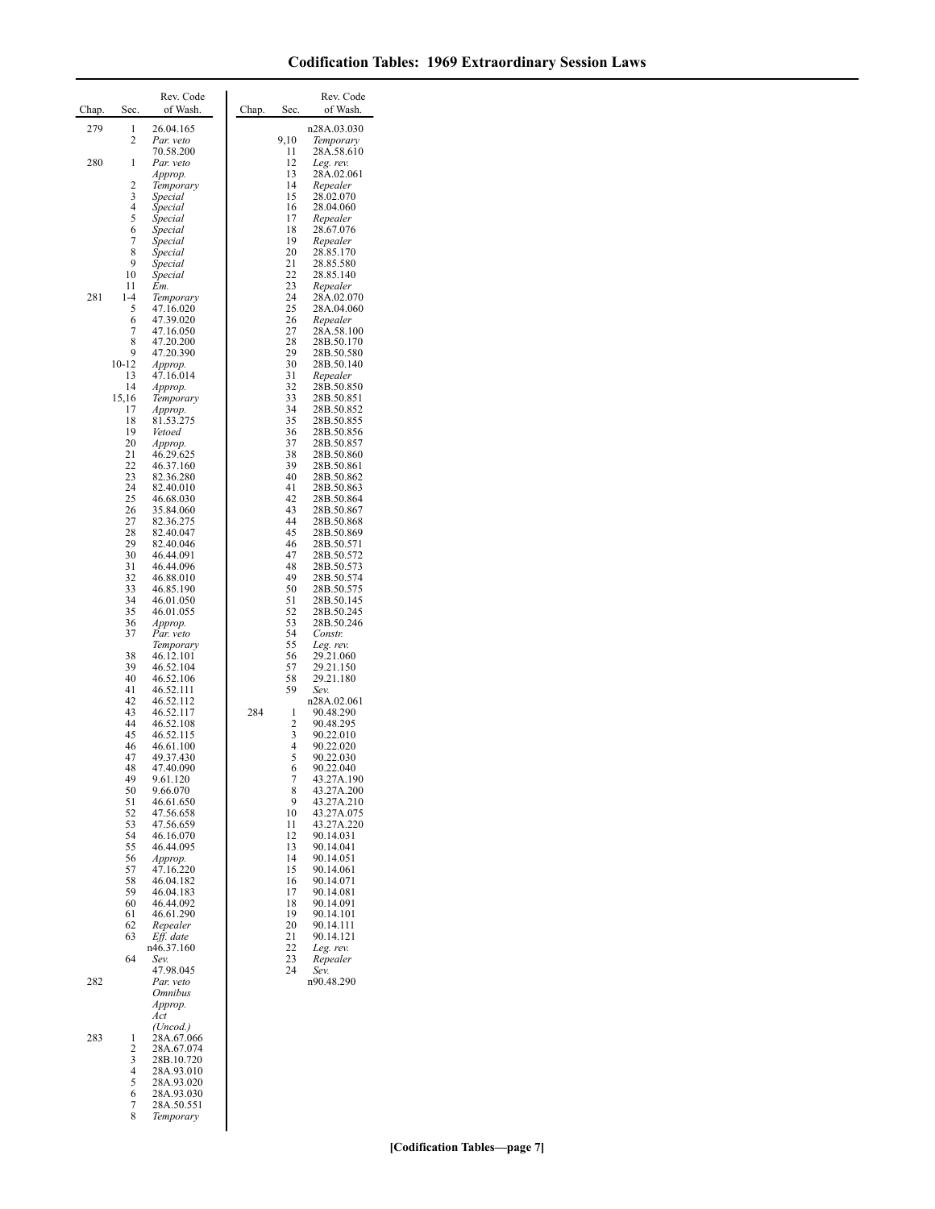# Codification Tables: 1969 Extraordinary Session Laws

| Chap. | Sec. | Rev. Code of Wash. |
|---|---|---|
| 279 | 1 | 26.04.165 |
| | 2 | *Par. veto* |
| | | 70.58.200 |
| 280 | 1 | *Par. veto* |
| | | *Approp.* |
| | 2 | *Temporary* |
| | 3 | *Special* |
| | 4 | *Special* |
| | 5 | *Special* |
| | 6 | *Special* |
| | 7 | *Special* |
| | 8 | *Special* |
| | 9 | *Special* |
| | 10 | *Special* |
| | 11 | *Em.* |
| 281 | 1-4 | *Temporary* |
| | 5 | 47.16.020 |
| | 6 | 47.39.020 |
| | 7 | 47.16.050 |
| | 8 | 47.20.200 |
| | 9 | 47.20.390 |
| | 10-12 | *Approp.* |
| | 13 | 47.16.014 |
| | 14 | *Approp.* |
| | 15,16 | *Temporary* |
| | 17 | *Approp.* |
| | 18 | 81.53.275 |
| | 19 | *Vetoed* |
| | 20 | *Approp.* |
| | 21 | 46.29.625 |
| | 22 | 46.37.160 |
| | 23 | 82.36.280 |
| | 24 | 82.40.010 |
| | 25 | 46.68.030 |
| | 26 | 35.84.060 |
| | 27 | 82.36.275 |
| | 28 | 82.40.047 |
| | 29 | 82.40.046 |
| | 30 | 46.44.091 |
| | 31 | 46.44.096 |
| | 32 | 46.88.010 |
| | 33 | 46.85.190 |
| | 34 | 46.01.050 |
| | 35 | 46.01.055 |
| | 36 | *Approp.* |
| | 37 | *Par. veto* |
| | | *Temporary* |
| | 38 | 46.12.101 |
| | 39 | 46.52.104 |
| | 40 | 46.52.106 |
| | 41 | 46.52.111 |
| | 42 | 46.52.112 |
| | 43 | 46.52.117 |
| | 44 | 46.52.108 |
| | 45 | 46.52.115 |
| | 46 | 46.61.100 |
| | 47 | 49.37.430 |
| | 48 | 47.40.090 |
| | 49 | 9.61.120 |
| | 50 | 9.66.070 |
| | 51 | 46.61.650 |
| | 52 | 47.56.658 |
| | 53 | 47.56.659 |
| | 54 | 46.16.070 |
| | 55 | 46.44.095 |
| | 56 | *Approp.* |
| | 57 | 47.16.220 |
| | 58 | 46.04.182 |
| | 59 | 46.04.183 |
| | 60 | 46.44.092 |
| | 61 | 46.61.290 |
| | 62 | *Repealer* |
| | 63 | *Eff. date* |
| | | n46.37.160 |
| | 64 | *Sev.* |
| | | 47.98.045 |
| 282 | | *Par. veto* |
| | | *Omnibus* |
| | | *Approp.* |
| | | *Act* |
| | | *(Uncod.)* |
| 283 | 1 | 28A.67.066 |
| | 2 | 28A.67.074 |
| | 3 | 28B.10.720 |
| | 4 | 28A.93.010 |
| | 5 | 28A.93.020 |
| | 6 | 28A.93.030 |
| | 7 | 28A.50.551 |
| | 8 | *Temporary* |
| | | n28A.03.030 |
| | 9,10 | *Temporary* |
| | 11 | 28A.58.610 |
| | 12 | *Leg. rev.* |
| | 13 | 28A.02.061 |
| | 14 | *Repealer* |
| | 15 | 28.02.070 |
| | 16 | 28.04.060 |
| | 17 | *Repealer* |
| | 18 | 28.67.076 |
| | 19 | *Repealer* |
| | 20 | 28.85.170 |
| | 21 | 28.85.580 |
| | 22 | 28.85.140 |
| | 23 | *Repealer* |
| | 24 | 28A.02.070 |
| | 25 | 28A.04.060 |
| | 26 | *Repealer* |
| | 27 | 28A.58.100 |
| | 28 | 28B.50.170 |
| | 29 | 28B.50.580 |
| | 30 | 28B.50.140 |
| | 31 | *Repealer* |
| | 32 | 28B.50.850 |
| | 33 | 28B.50.851 |
| | 34 | 28B.50.852 |
| | 35 | 28B.50.855 |
| | 36 | 28B.50.856 |
| | 37 | 28B.50.857 |
| | 38 | 28B.50.860 |
| | 39 | 28B.50.861 |
| | 40 | 28B.50.862 |
| | 41 | 28B.50.863 |
| | 42 | 28B.50.864 |
| | 43 | 28B.50.867 |
| | 44 | 28B.50.868 |
| | 45 | 28B.50.869 |
| | 46 | 28B.50.571 |
| | 47 | 28B.50.572 |
| | 48 | 28B.50.573 |
| | 49 | 28B.50.574 |
| | 50 | 28B.50.575 |
| | 51 | 28B.50.145 |
| | 52 | 28B.50.245 |
| | 53 | 28B.50.246 |
| | 54 | *Constr.* |
| | 55 | *Leg. rev.* |
| | 56 | 29.21.060 |
| | 57 | 29.21.150 |
| | 58 | 29.21.180 |
| | 59 | *Sev.* |
| | | n28A.02.061 |
| 284 | 1 | 90.48.290 |
| | 2 | 90.48.295 |
| | 3 | 90.22.010 |
| | 4 | 90.22.020 |
| | 5 | 90.22.030 |
| | 6 | 90.22.040 |
| | 7 | 43.27A.190 |
| | 8 | 43.27A.200 |
| | 9 | 43.27A.210 |
| | 10 | 43.27A.075 |
| | 11 | 43.27A.220 |
| | 12 | 90.14.031 |
| | 13 | 90.14.041 |
| | 14 | 90.14.051 |
| | 15 | 90.14.061 |
| | 16 | 90.14.071 |
| | 17 | 90.14.081 |
| | 18 | 90.14.091 |
| | 19 | 90.14.101 |
| | 20 | 90.14.111 |
| | 21 | 90.14.121 |
| | 22 | *Leg. rev.* |
| | 23 | *Repealer* |
| | 24 | *Sev.* |
| | | n90.48.290 |